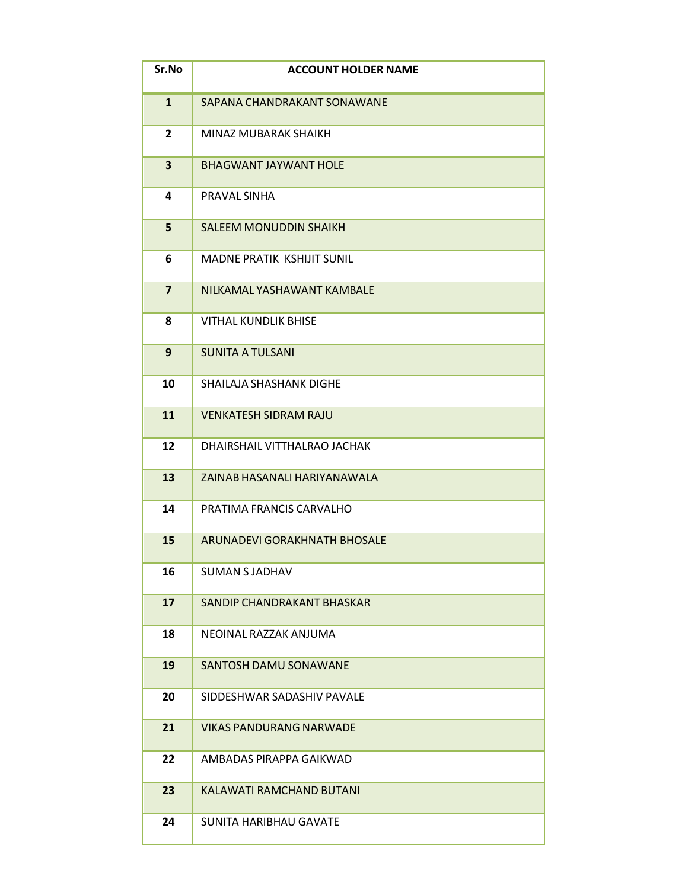| Sr.No | ACCOUNT HOLDER NAME |
|---|---|
| 1 | SAPANA CHANDRAKANT SONAWANE |
| 2 | MINAZ MUBARAK SHAIKH |
| 3 | BHAGWANT JAYWANT HOLE |
| 4 | PRAVAL SINHA |
| 5 | SALEEM MONUDDIN SHAIKH |
| 6 | MADNE PRATIK  KSHIJIT SUNIL |
| 7 | NILKAMAL YASHAWANT KAMBALE |
| 8 | VITHAL KUNDLIK BHISE |
| 9 | SUNITA A TULSANI |
| 10 | SHAILAJA SHASHANK DIGHE |
| 11 | VENKATESH SIDRAM RAJU |
| 12 | DHAIRSHAIL VITTHALRAO JACHAK |
| 13 | ZAINAB HASANALI HARIYANAWALA |
| 14 | PRATIMA FRANCIS CARVALHO |
| 15 | ARUNADEVI GORAKHNATH BHOSALE |
| 16 | SUMAN S JADHAV |
| 17 | SANDIP CHANDRAKANT BHASKAR |
| 18 | NEOINAL RAZZAK ANJUMA |
| 19 | SANTOSH DAMU SONAWANE |
| 20 | SIDDESHWAR SADASHIV PAVALE |
| 21 | VIKAS PANDURANG NARWADE |
| 22 | AMBADAS PIRAPPA GAIKWAD |
| 23 | KALAWATI RAMCHAND BUTANI |
| 24 | SUNITA HARIBHAU GAVATE |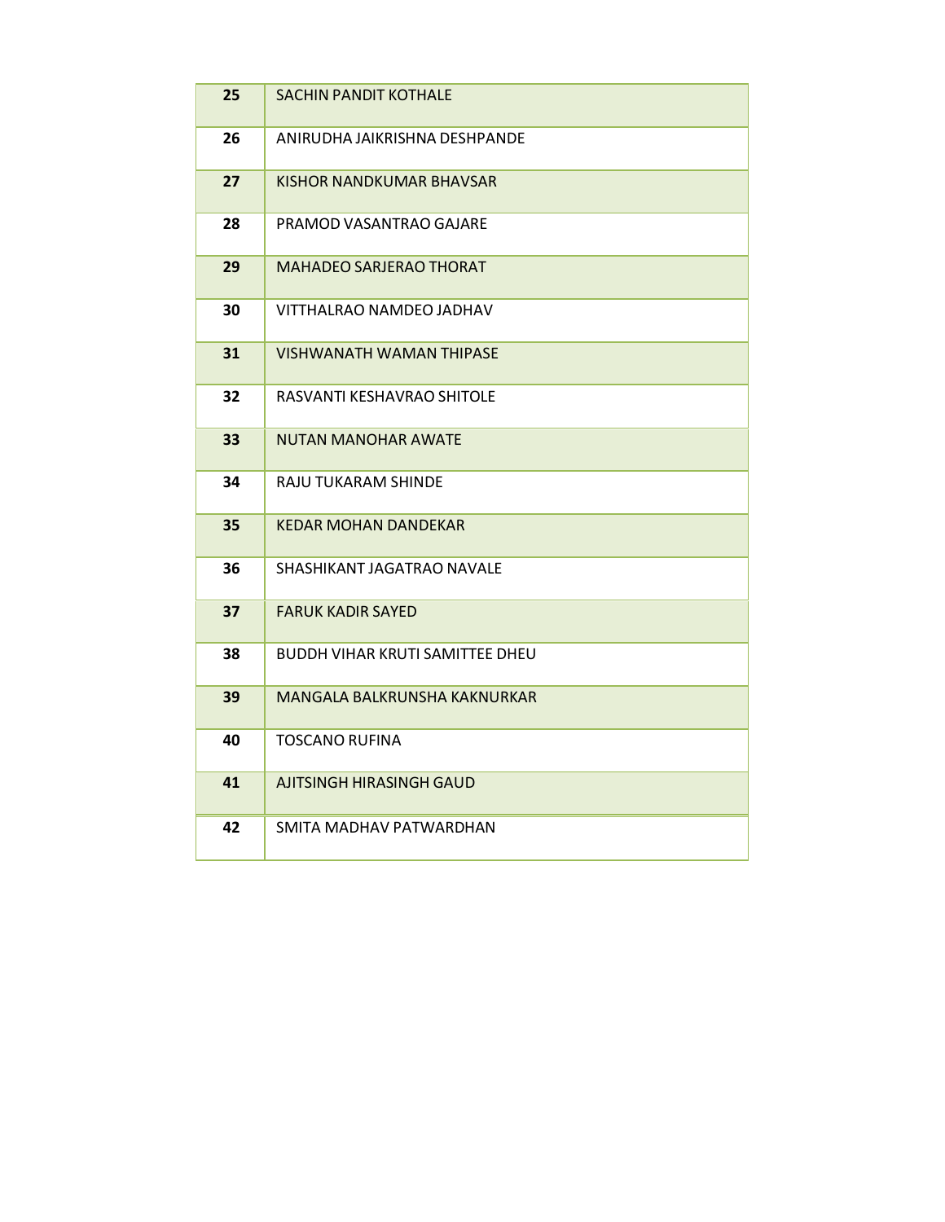| 25 | SACHIN PANDIT KOTHALE |
|---|---|
| 26 | ANIRUDHA JAIKRISHNA DESHPANDE |
| 27 | KISHOR NANDKUMAR BHAVSAR |
| 28 | PRAMOD VASANTRAO GAJARE |
| 29 | MAHADEO SARJERAO THORAT |
| 30 | VITTHALRAO NAMDEO JADHAV |
| 31 | VISHWANATH WAMAN THIPASE |
| 32 | RASVANTI KESHAVRAO SHITOLE |
| 33 | NUTAN MANOHAR AWATE |
| 34 | RAJU TUKARAM SHINDE |
| 35 | KEDAR MOHAN DANDEKAR |
| 36 | SHASHIKANT JAGATRAO NAVALE |
| 37 | FARUK KADIR SAYED |
| 38 | BUDDH VIHAR KRUTI SAMITTEE DHEU |
| 39 | MANGALA BALKRUNSHA KAKNURKAR |
| 40 | TOSCANO RUFINA |
| 41 | AJITSINGH HIRASINGH GAUD |
| 42 | SMITA MADHAV PATWARDHAN |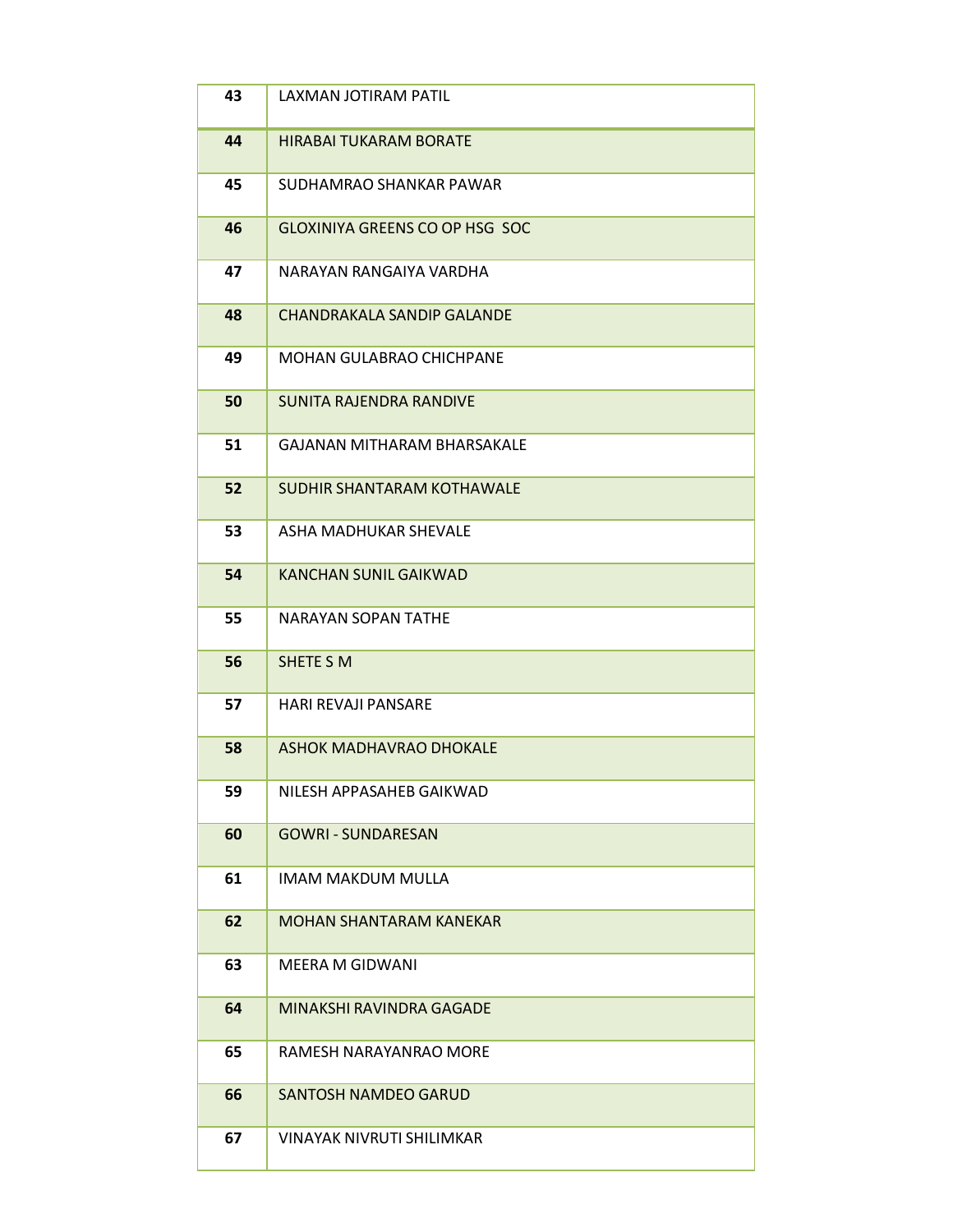| 43 | LAXMAN JOTIRAM PATIL |
|---|---|
| 44 | HIRABAI TUKARAM BORATE |
| 45 | SUDHAMRAO SHANKAR PAWAR |
| 46 | GLOXINIYA GREENS CO OP HSG SOC |
| 47 | NARAYAN RANGAIYA VARDHA |
| 48 | CHANDRAKALA SANDIP GALANDE |
| 49 | MOHAN GULABRAO CHICHPANE |
| 50 | SUNITA RAJENDRA RANDIVE |
| 51 | GAJANAN MITHARAM BHARSAKALE |
| 52 | SUDHIR SHANTARAM KOTHAWALE |
| 53 | ASHA MADHUKAR SHEVALE |
| 54 | KANCHAN SUNIL GAIKWAD |
| 55 | NARAYAN SOPAN TATHE |
| 56 | SHETE S M |
| 57 | HARI REVAJI PANSARE |
| 58 | ASHOK MADHAVRAO DHOKALE |
| 59 | NILESH APPASAHEB GAIKWAD |
| 60 | GOWRI - SUNDARESAN |
| 61 | IMAM MAKDUM MULLA |
| 62 | MOHAN SHANTARAM KANEKAR |
| 63 | MEERA M GIDWANI |
| 64 | MINAKSHI RAVINDRA GAGADE |
| 65 | RAMESH NARAYANRAO MORE |
| 66 | SANTOSH NAMDEO GARUD |
| 67 | VINAYAK NIVRUTI SHILIMKAR |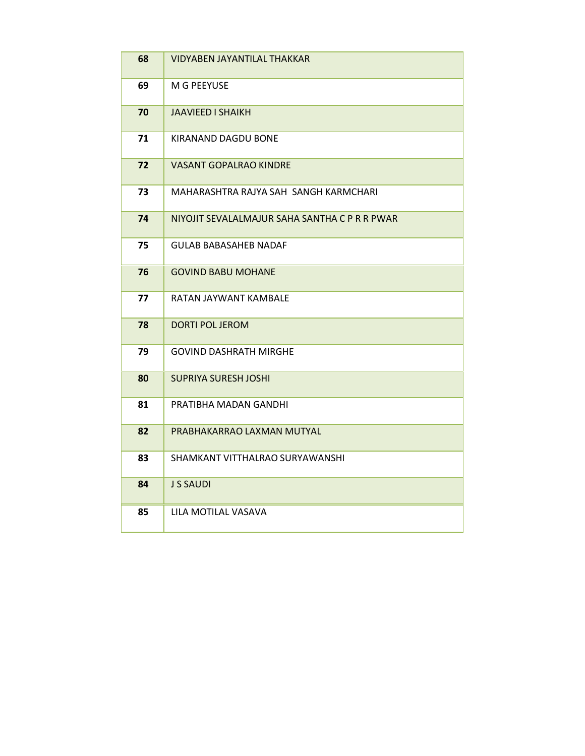| 68 | VIDYABEN JAYANTILAL THAKKAR |
|---|---|
| 69 | M G PEEYUSE |
| 70 | JAAVIEED I SHAIKH |
| 71 | KIRANAND DAGDU BONE |
| 72 | VASANT GOPALRAO KINDRE |
| 73 | MAHARASHTRA RAJYA SAH  SANGH KARMCHARI |
| 74 | NIYOJIT SEVALALMAJUR SAHA SANTHA C P R R PWAR |
| 75 | GULAB BABASAHEB NADAF |
| 76 | GOVIND BABU MOHANE |
| 77 | RATAN JAYWANT KAMBALE |
| 78 | DORTI POL JEROM |
| 79 | GOVIND DASHRATH MIRGHE |
| 80 | SUPRIYA SURESH JOSHI |
| 81 | PRATIBHA MADAN GANDHI |
| 82 | PRABHAKARRAO LAXMAN MUTYAL |
| 83 | SHAMKANT VITTHALRAO SURYAWANSHI |
| 84 | J S SAUDI |
| 85 | LILA MOTILAL VASAVA |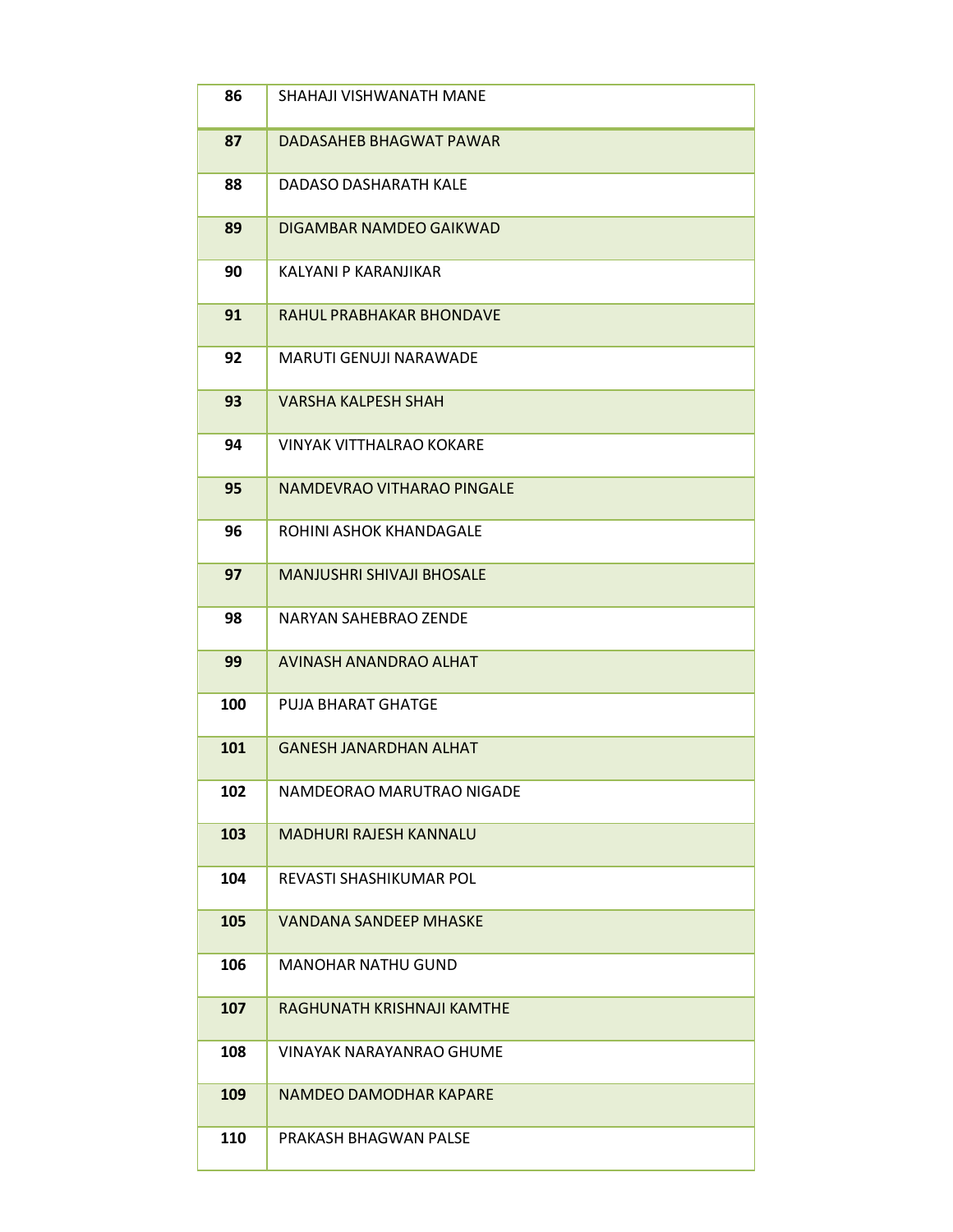| 86 | SHAHAJI VISHWANATH MANE |
|---|---|
| 87 | DADASAHEB BHAGWAT PAWAR |
| 88 | DADASO DASHARATH KALE |
| 89 | DIGAMBAR NAMDEO GAIKWAD |
| 90 | KALYANI P KARANJIKAR |
| 91 | RAHUL PRABHAKAR BHONDAVE |
| 92 | MARUTI GENUJI NARAWADE |
| 93 | VARSHA KALPESH SHAH |
| 94 | VINYAK VITTHALRAO KOKARE |
| 95 | NAMDEVRAO VITHARAO PINGALE |
| 96 | ROHINI ASHOK KHANDAGALE |
| 97 | MANJUSHRI SHIVAJI BHOSALE |
| 98 | NARYAN SAHEBRAO ZENDE |
| 99 | AVINASH ANANDRAO ALHAT |
| 100 | PUJA BHARAT GHATGE |
| 101 | GANESH JANARDHAN ALHAT |
| 102 | NAMDEORAO MARUTRAO NIGADE |
| 103 | MADHURI RAJESH KANNALU |
| 104 | REVASTI SHASHIKUMAR POL |
| 105 | VANDANA SANDEEP MHASKE |
| 106 | MANOHAR NATHU GUND |
| 107 | RAGHUNATH KRISHNAJI KAMTHE |
| 108 | VINAYAK NARAYANRAO GHUME |
| 109 | NAMDEO DAMODHAR KAPARE |
| 110 | PRAKASH BHAGWAN PALSE |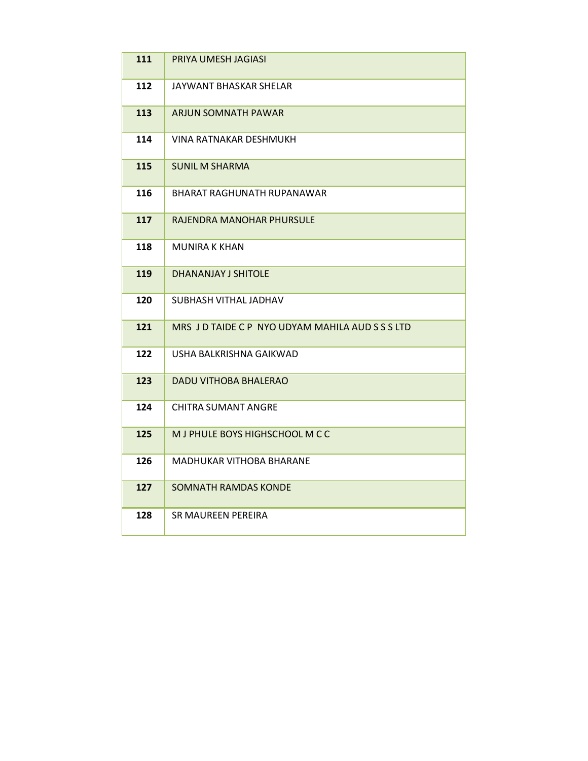| 111 | PRIYA UMESH JAGIASI |
|---|---|
| 112 | JAYWANT BHASKAR SHELAR |
| 113 | ARJUN SOMNATH PAWAR |
| 114 | VINA RATNAKAR DESHMUKH |
| 115 | SUNIL M SHARMA |
| 116 | BHARAT RAGHUNATH RUPANAWAR |
| 117 | RAJENDRA MANOHAR PHURSULE |
| 118 | MUNIRA K KHAN |
| 119 | DHANANJAY J SHITOLE |
| 120 | SUBHASH VITHAL JADHAV |
| 121 | MRS J D TAIDE C P NYO UDYAM MAHILA AUD S S S LTD |
| 122 | USHA BALKRISHNA GAIKWAD |
| 123 | DADU VITHOBA BHALERAO |
| 124 | CHITRA SUMANT ANGRE |
| 125 | M J PHULE BOYS HIGHSCHOOL M C C |
| 126 | MADHUKAR VITHOBA BHARANE |
| 127 | SOMNATH RAMDAS KONDE |
| 128 | SR MAUREEN PEREIRA |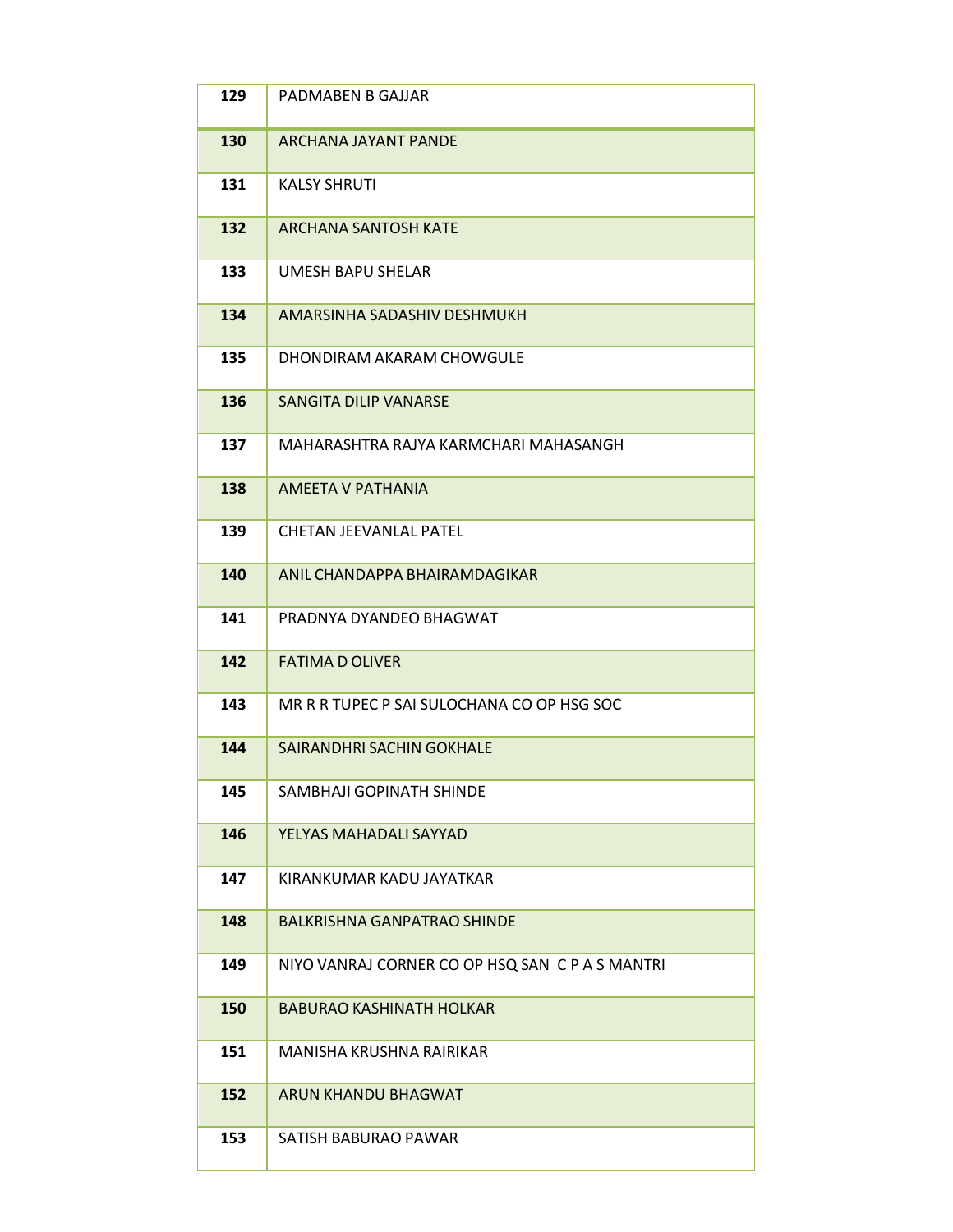| 129 | PADMABEN B GAJJAR |
|---|---|
| 130 | ARCHANA JAYANT PANDE |
| 131 | KALSY SHRUTI |
| 132 | ARCHANA SANTOSH KATE |
| 133 | UMESH BAPU SHELAR |
| 134 | AMARSINHA SADASHIV DESHMUKH |
| 135 | DHONDIRAM AKARAM CHOWGULE |
| 136 | SANGITA DILIP VANARSE |
| 137 | MAHARASHTRA RAJYA KARMCHARI MAHASANGH |
| 138 | AMEETA V PATHANIA |
| 139 | CHETAN JEEVANLAL PATEL |
| 140 | ANIL CHANDAPPA BHAIRAMDAGIKAR |
| 141 | PRADNYA DYANDEO BHAGWAT |
| 142 | FATIMA D OLIVER |
| 143 | MR R R TUPEC P SAI SULOCHANA CO OP HSG SOC |
| 144 | SAIRANDHRI SACHIN GOKHALE |
| 145 | SAMBHAJI GOPINATH SHINDE |
| 146 | YELYAS MAHADALI SAYYAD |
| 147 | KIRANKUMAR KADU JAYATKAR |
| 148 | BALKRISHNA GANPATRAO SHINDE |
| 149 | NIYO VANRAJ CORNER CO OP HSQ SAN C P A S MANTRI |
| 150 | BABURAO KASHINATH HOLKAR |
| 151 | MANISHA KRUSHNA RAIRIKAR |
| 152 | ARUN KHANDU BHAGWAT |
| 153 | SATISH BABURAO PAWAR |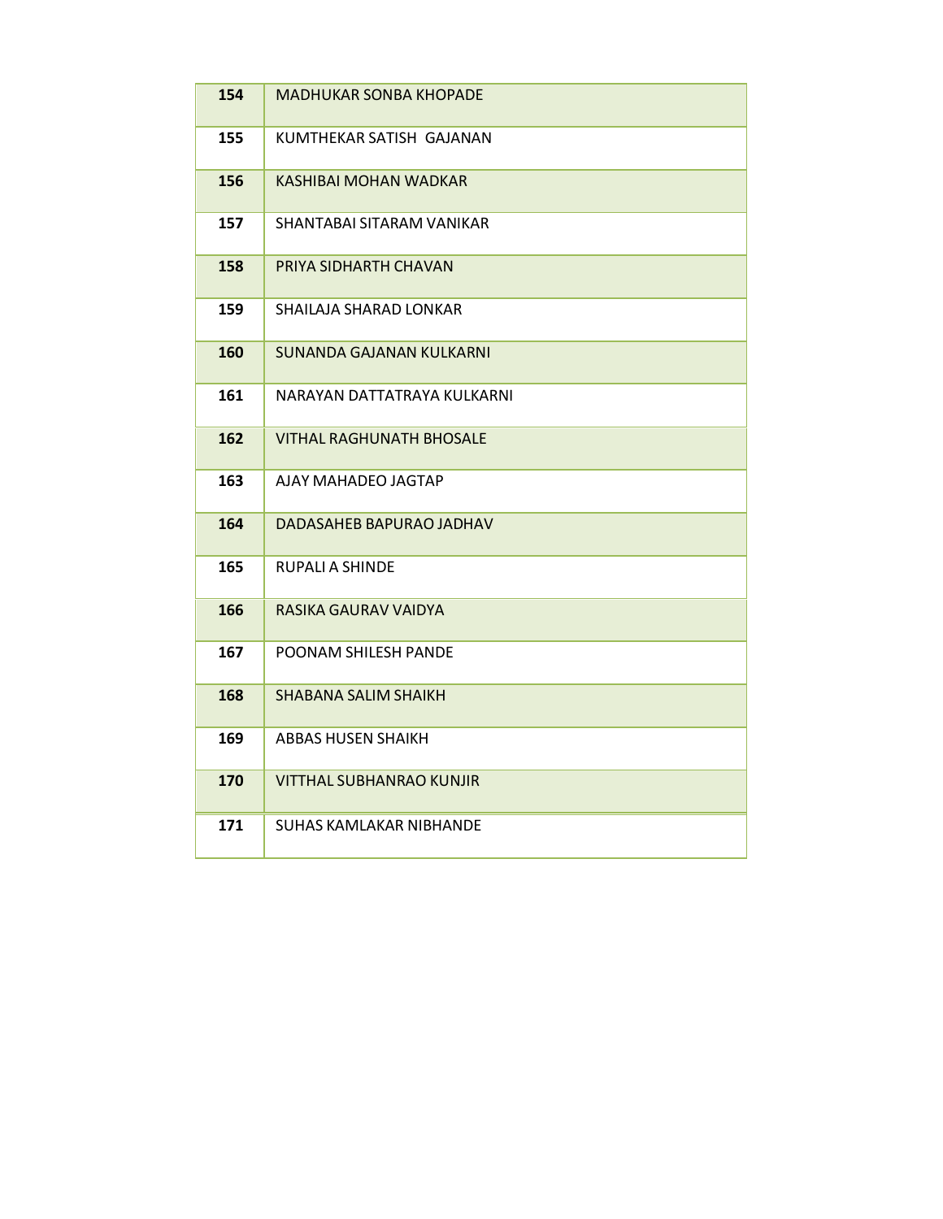| | |
|---|---|
| **154** | MADHUKAR SONBA KHOPADE |
| **155** | KUMTHEKAR SATISH GAJANAN |
| **156** | KASHIBAI MOHAN WADKAR |
| **157** | SHANTABAI SITARAM VANIKAR |
| **158** | PRIYA SIDHARTH CHAVAN |
| **159** | SHAILAJA SHARAD LONKAR |
| **160** | SUNANDA GAJANAN KULKARNI |
| **161** | NARAYAN DATTATRAYA KULKARNI |
| **162** | VITHAL RAGHUNATH BHOSALE |
| **163** | AJAY MAHADEO JAGTAP |
| **164** | DADASAHEB BAPURAO JADHAV |
| **165** | RUPALI A SHINDE |
| **166** | RASIKA GAURAV VAIDYA |
| **167** | POONAM SHILESH PANDE |
| **168** | SHABANA SALIM SHAIKH |
| **169** | ABBAS HUSEN SHAIKH |
| **170** | VITTHAL SUBHANRAO KUNJIR |
| **171** | SUHAS KAMLAKAR NIBHANDE |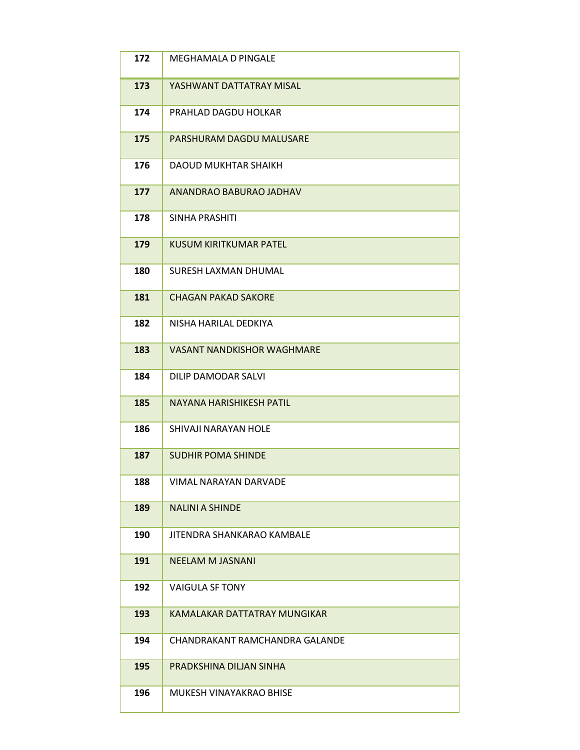| 172 | MEGHAMALA D PINGALE |
|---|---|
| 173 | YASHWANT DATTATRAY MISAL |
| 174 | PRAHLAD DAGDU HOLKAR |
| 175 | PARSHURAM DAGDU MALUSARE |
| 176 | DAOUD MUKHTAR SHAIKH |
| 177 | ANANDRAO BABURAO JADHAV |
| 178 | SINHA PRASHITI |
| 179 | KUSUM KIRITKUMAR PATEL |
| 180 | SURESH LAXMAN DHUMAL |
| 181 | CHAGAN PAKAD SAKORE |
| 182 | NISHA HARILAL DEDKIYA |
| 183 | VASANT NANDKISHOR WAGHMARE |
| 184 | DILIP DAMODAR SALVI |
| 185 | NAYANA HARISHIKESH PATIL |
| 186 | SHIVAJI NARAYAN HOLE |
| 187 | SUDHIR POMA SHINDE |
| 188 | VIMAL NARAYAN DARVADE |
| 189 | NALINI A SHINDE |
| 190 | JITENDRA SHANKARAO KAMBALE |
| 191 | NEELAM M JASNANI |
| 192 | VAIGULA SF TONY |
| 193 | KAMALAKAR DATTATRAY MUNGIKAR |
| 194 | CHANDRAKANT RAMCHANDRA GALANDE |
| 195 | PRADKSHINA DILJAN SINHA |
| 196 | MUKESH VINAYAKRAO BHISE |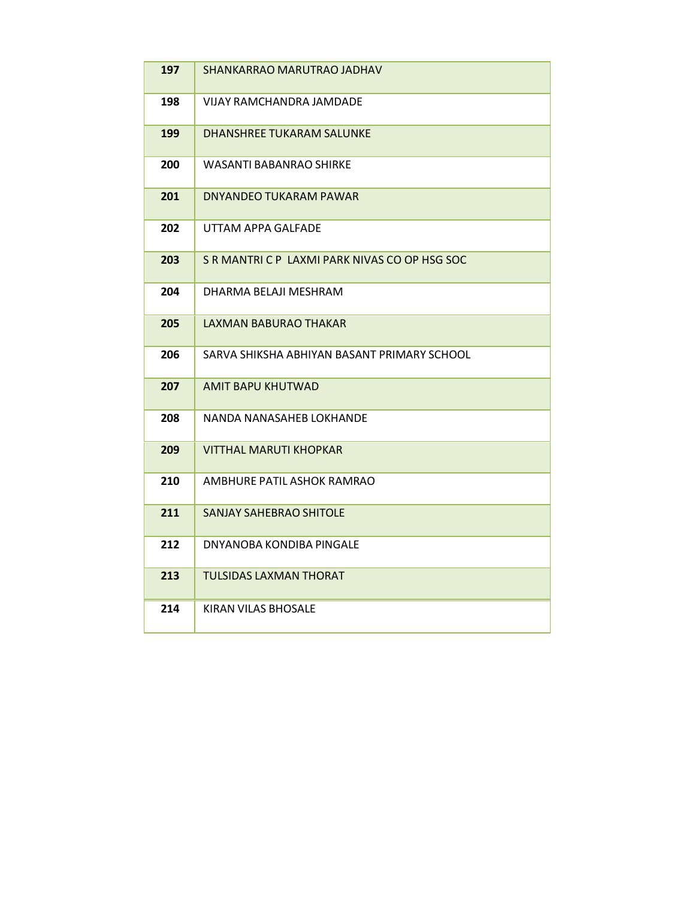| | |
|---|---|
| **197** | SHANKARRAO MARUTRAO JADHAV |
| **198** | VIJAY RAMCHANDRA JAMDADE |
| **199** | DHANSHREE TUKARAM SALUNKE |
| **200** | WASANTI BABANRAO SHIRKE |
| **201** | DNYANDEO TUKARAM PAWAR |
| **202** | UTTAM APPA GALFADE |
| **203** | S R MANTRI C P  LAXMI PARK NIVAS CO OP HSG SOC |
| **204** | DHARMA BELAJI MESHRAM |
| **205** | LAXMAN BABURAO THAKAR |
| **206** | SARVA SHIKSHA ABHIYAN BASANT PRIMARY SCHOOL |
| **207** | AMIT BAPU KHUTWAD |
| **208** | NANDA NANASAHEB LOKHANDE |
| **209** | VITTHAL MARUTI KHOPKAR |
| **210** | AMBHURE PATIL ASHOK RAMRAO |
| **211** | SANJAY SAHEBRAO SHITOLE |
| **212** | DNYANOBA KONDIBA PINGALE |
| **213** | TULSIDAS LAXMAN THORAT |
| **214** | KIRAN VILAS BHOSALE |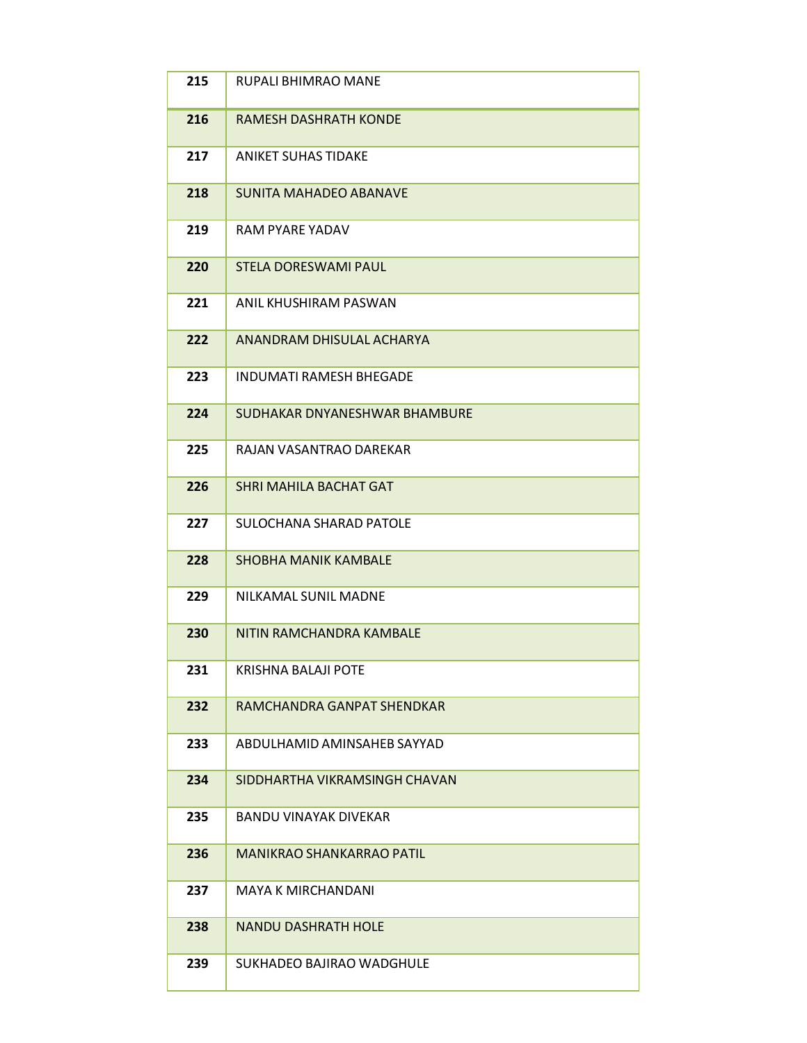| 215 | RUPALI BHIMRAO MANE |
|---|---|
| 216 | RAMESH DASHRATH KONDE |
| 217 | ANIKET SUHAS TIDAKE |
| 218 | SUNITA MAHADEO ABANAVE |
| 219 | RAM PYARE YADAV |
| 220 | STELA DORESWAMI PAUL |
| 221 | ANIL KHUSHIRAM PASWAN |
| 222 | ANANDRAM DHISULAL ACHARYA |
| 223 | INDUMATI RAMESH BHEGADE |
| 224 | SUDHAKAR DNYANESHWAR BHAMBURE |
| 225 | RAJAN VASANTRAO DAREKAR |
| 226 | SHRI MAHILA BACHAT GAT |
| 227 | SULOCHANA SHARAD PATOLE |
| 228 | SHOBHA MANIK KAMBALE |
| 229 | NILKAMAL SUNIL MADNE |
| 230 | NITIN RAMCHANDRA KAMBALE |
| 231 | KRISHNA BALAJI POTE |
| 232 | RAMCHANDRA GANPAT SHENDKAR |
| 233 | ABDULHAMID AMINSAHEB SAYYAD |
| 234 | SIDDHARTHA VIKRAMSINGH CHAVAN |
| 235 | BANDU VINAYAK DIVEKAR |
| 236 | MANIKRAO SHANKARRAO PATIL |
| 237 | MAYA K MIRCHANDANI |
| 238 | NANDU DASHRATH HOLE |
| 239 | SUKHADEO BAJIRAO WADGHULE |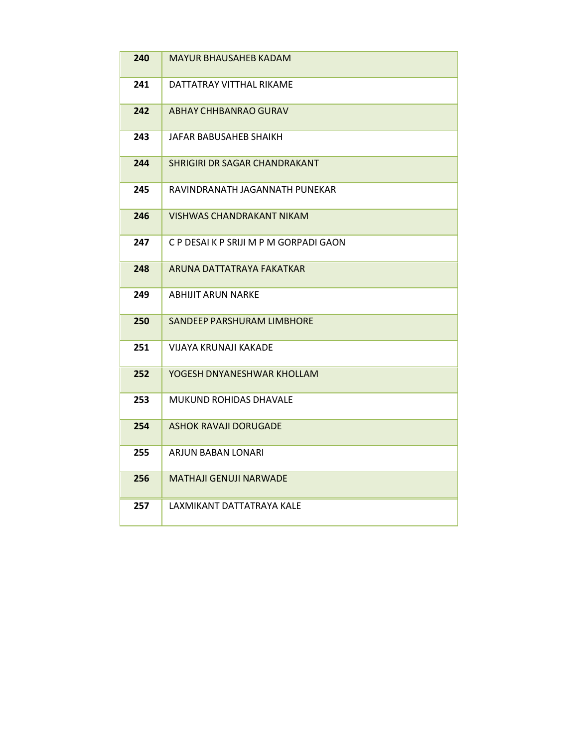| 240 | MAYUR BHAUSAHEB KADAM |
|---|---|
| 241 | DATTATRAY VITTHAL RIKAME |
| 242 | ABHAY CHHBANRAO GURAV |
| 243 | JAFAR BABUSAHEB SHAIKH |
| 244 | SHRIGIRI DR SAGAR CHANDRAKANT |
| 245 | RAVINDRANATH JAGANNATH PUNEKAR |
| 246 | VISHWAS CHANDRAKANT NIKAM |
| 247 | C P DESAI K P SRIJI M P M GORPADI GAON |
| 248 | ARUNA DATTATRAYA FAKATKAR |
| 249 | ABHIJIT ARUN NARKE |
| 250 | SANDEEP PARSHURAM LIMBHORE |
| 251 | VIJAYA KRUNAJI KAKADE |
| 252 | YOGESH DNYANESHWAR KHOLLAM |
| 253 | MUKUND ROHIDAS DHAVALE |
| 254 | ASHOK RAVAJI DORUGADE |
| 255 | ARJUN BABAN LONARI |
| 256 | MATHAJI GENUJI NARWADE |
| 257 | LAXMIKANT DATTATRAYA KALE |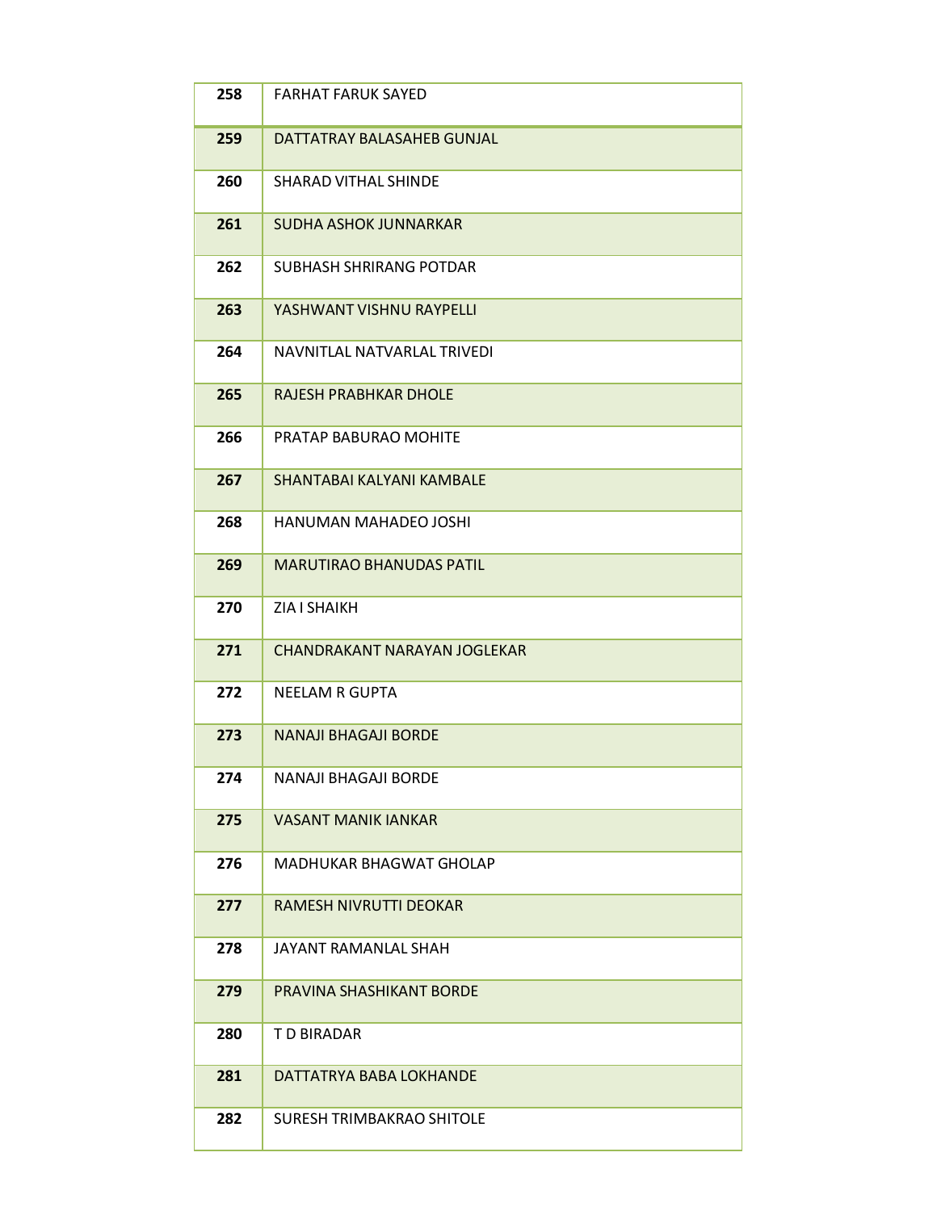| 258 | FARHAT FARUK SAYED |
|---|---|
| 259 | DATTATRAY BALASAHEB GUNJAL |
| 260 | SHARAD VITHAL SHINDE |
| 261 | SUDHA ASHOK JUNNARKAR |
| 262 | SUBHASH SHRIRANG POTDAR |
| 263 | YASHWANT VISHNU RAYPELLI |
| 264 | NAVNITLAL NATVARLAL TRIVEDI |
| 265 | RAJESH PRABHKAR DHOLE |
| 266 | PRATAP BABURAO MOHITE |
| 267 | SHANTABAI KALYANI KAMBALE |
| 268 | HANUMAN MAHADEO JOSHI |
| 269 | MARUTIRAO BHANUDAS PATIL |
| 270 | ZIA I SHAIKH |
| 271 | CHANDRAKANT NARAYAN JOGLEKAR |
| 272 | NEELAM R GUPTA |
| 273 | NANAJI BHAGAJI BORDE |
| 274 | NANAJI BHAGAJI BORDE |
| 275 | VASANT MANIK IANKAR |
| 276 | MADHUKAR BHAGWAT GHOLAP |
| 277 | RAMESH NIVRUTTI DEOKAR |
| 278 | JAYANT RAMANLAL SHAH |
| 279 | PRAVINA SHASHIKANT BORDE |
| 280 | T D BIRADAR |
| 281 | DATTATRYA BABA LOKHANDE |
| 282 | SURESH TRIMBAKRAO SHITOLE |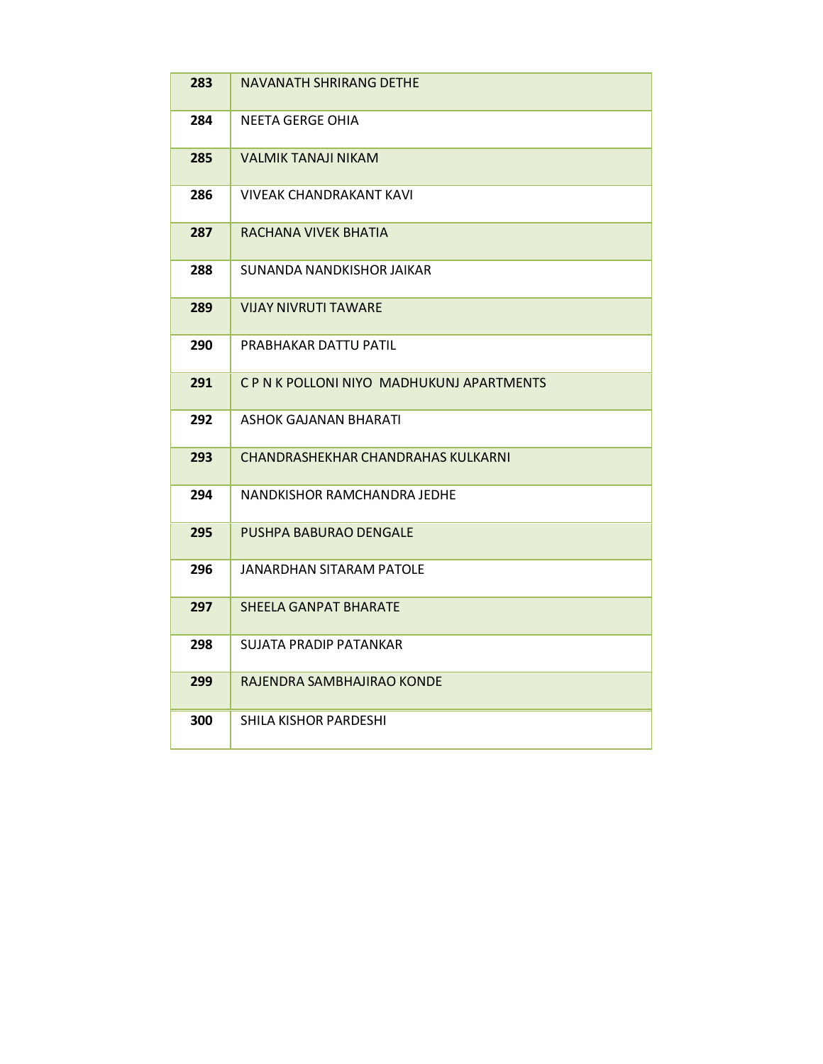| 283 | NAVANATH SHRIRANG DETHE |
|---|---|
| 284 | NEETA GERGE OHIA |
| 285 | VALMIK TANAJI NIKAM |
| 286 | VIVEAK CHANDRAKANT KAVI |
| 287 | RACHANA VIVEK BHATIA |
| 288 | SUNANDA NANDKISHOR JAIKAR |
| 289 | VIJAY NIVRUTI TAWARE |
| 290 | PRABHAKAR DATTU PATIL |
| 291 | C P N K POLLONI NIYO MADHUKUNJ APARTMENTS |
| 292 | ASHOK GAJANAN BHARATI |
| 293 | CHANDRASHEKHAR CHANDRAHAS KULKARNI |
| 294 | NANDKISHOR RAMCHANDRA JEDHE |
| 295 | PUSHPA BABURAO DENGALE |
| 296 | JANARDHAN SITARAM PATOLE |
| 297 | SHEELA GANPAT BHARATE |
| 298 | SUJATA PRADIP PATANKAR |
| 299 | RAJENDRA SAMBHAJIRAO KONDE |
| 300 | SHILA KISHOR PARDESHI |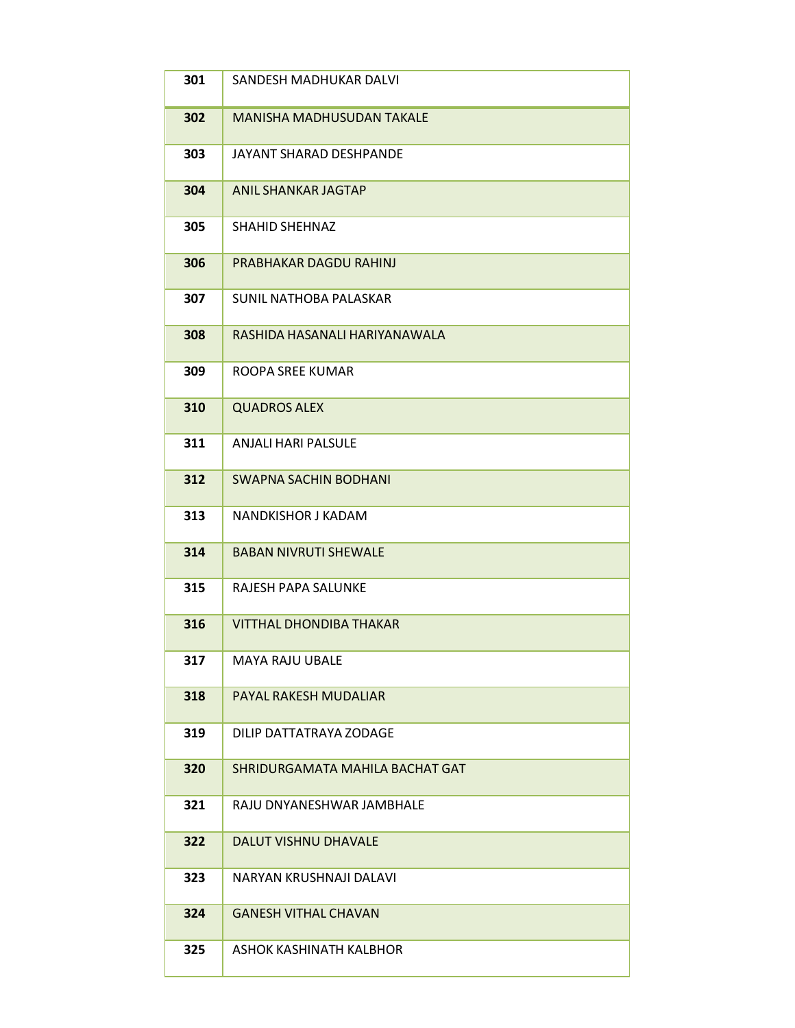| | |
|---|---|
| 301 | SANDESH MADHUKAR DALVI |
| 302 | MANISHA MADHUSUDAN TAKALE |
| 303 | JAYANT SHARAD DESHPANDE |
| 304 | ANIL SHANKAR JAGTAP |
| 305 | SHAHID SHEHNAZ |
| 306 | PRABHAKAR DAGDU RAHINJ |
| 307 | SUNIL NATHOBA PALASKAR |
| 308 | RASHIDA HASANALI HARIYANAWALA |
| 309 | ROOPA SREE KUMAR |
| 310 | QUADROS ALEX |
| 311 | ANJALI HARI PALSULE |
| 312 | SWAPNA SACHIN BODHANI |
| 313 | NANDKISHOR J KADAM |
| 314 | BABAN NIVRUTI SHEWALE |
| 315 | RAJESH PAPA SALUNKE |
| 316 | VITTHAL DHONDIBA THAKAR |
| 317 | MAYA RAJU UBALE |
| 318 | PAYAL RAKESH MUDALIAR |
| 319 | DILIP DATTATRAYA ZODAGE |
| 320 | SHRIDURGAMATA MAHILA BACHAT GAT |
| 321 | RAJU DNYANESHWAR JAMBHALE |
| 322 | DALUT VISHNU DHAVALE |
| 323 | NARYAN KRUSHNAJI DALAVI |
| 324 | GANESH VITHAL CHAVAN |
| 325 | ASHOK KASHINATH KALBHOR |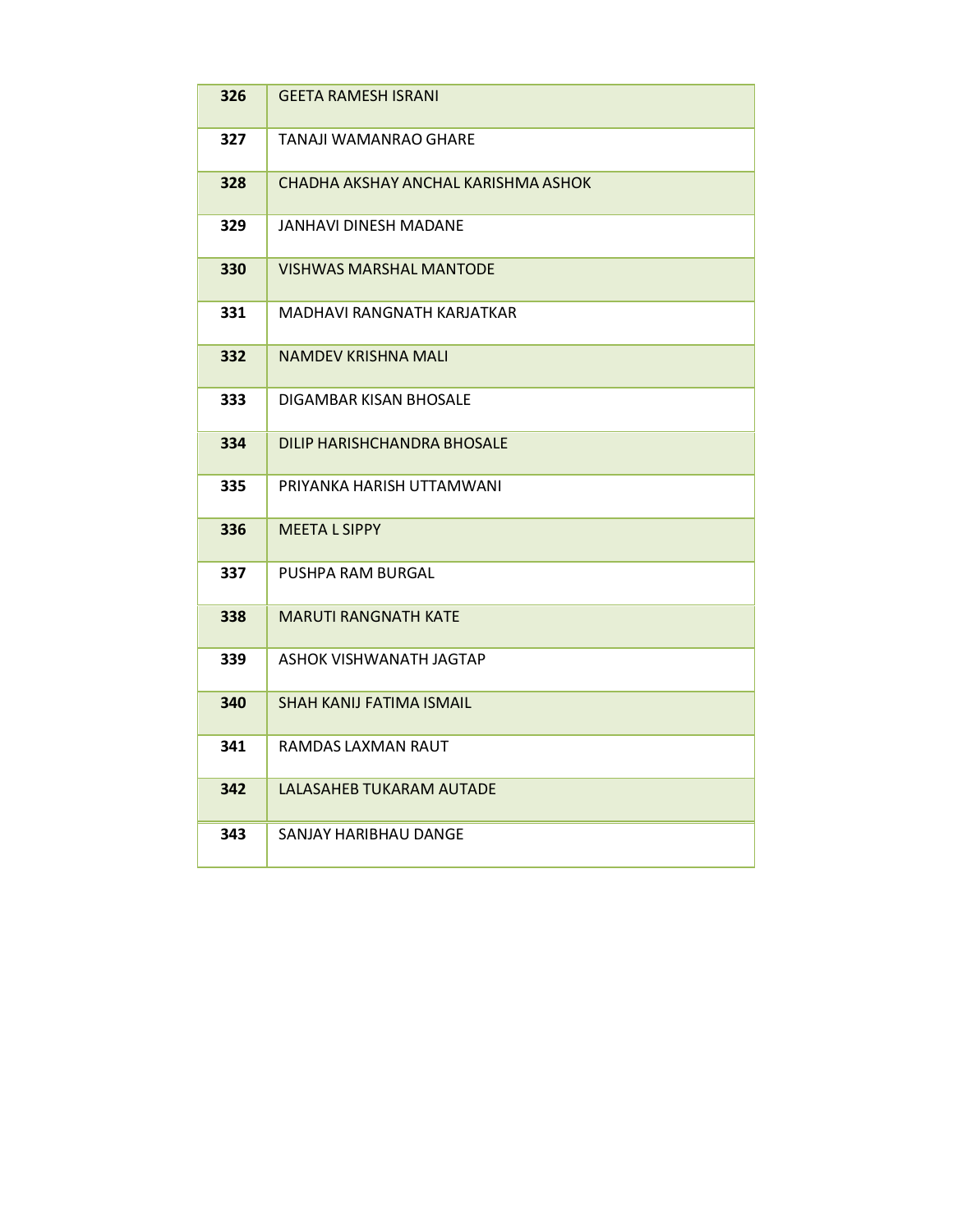| 326 | GEETA RAMESH ISRANI |
|---|---|
| 327 | TANAJI WAMANRAO GHARE |
| 328 | CHADHA AKSHAY ANCHAL KARISHMA ASHOK |
| 329 | JANHAVI DINESH MADANE |
| 330 | VISHWAS MARSHAL MANTODE |
| 331 | MADHAVI RANGNATH KARJATKAR |
| 332 | NAMDEV KRISHNA MALI |
| 333 | DIGAMBAR KISAN BHOSALE |
| 334 | DILIP HARISHCHANDRA BHOSALE |
| 335 | PRIYANKA HARISH UTTAMWANI |
| 336 | MEETA L SIPPY |
| 337 | PUSHPA RAM BURGAL |
| 338 | MARUTI RANGNATH KATE |
| 339 | ASHOK VISHWANATH JAGTAP |
| 340 | SHAH KANIJ FATIMA ISMAIL |
| 341 | RAMDAS LAXMAN RAUT |
| 342 | LALASAHEB TUKARAM AUTADE |
| 343 | SANJAY HARIBHAU DANGE |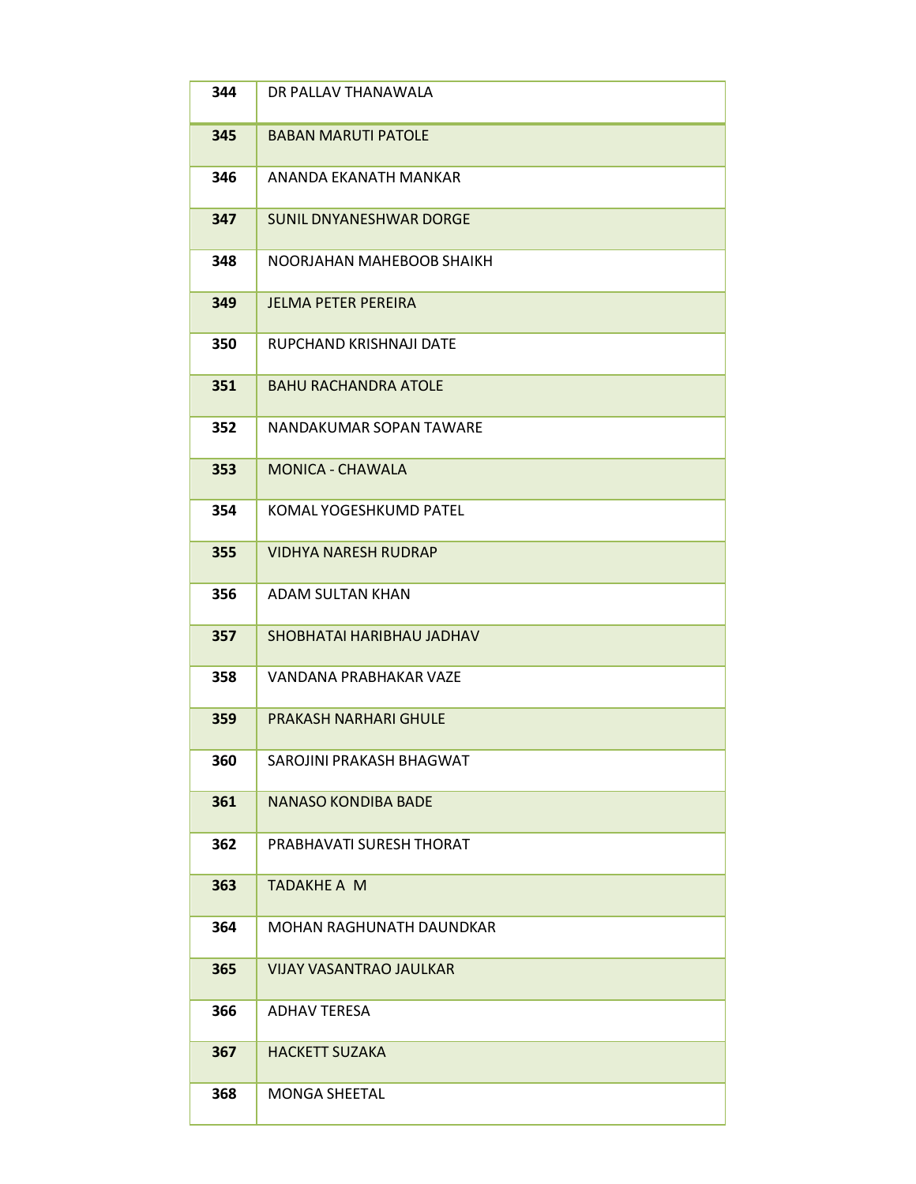| 344 | DR PALLAV THANAWALA |
|---|---|
| 345 | BABAN MARUTI PATOLE |
| 346 | ANANDA EKANATH MANKAR |
| 347 | SUNIL DNYANESHWAR DORGE |
| 348 | NOORJAHAN MAHEBOOB SHAIKH |
| 349 | JELMA PETER PEREIRA |
| 350 | RUPCHAND KRISHNAJI DATE |
| 351 | BAHU RACHANDRA ATOLE |
| 352 | NANDAKUMAR SOPAN TAWARE |
| 353 | MONICA - CHAWALA |
| 354 | KOMAL YOGESHKUMD PATEL |
| 355 | VIDHYA NARESH RUDRAP |
| 356 | ADAM SULTAN KHAN |
| 357 | SHOBHATAI HARIBHAU JADHAV |
| 358 | VANDANA PRABHAKAR VAZE |
| 359 | PRAKASH NARHARI GHULE |
| 360 | SAROJINI PRAKASH BHAGWAT |
| 361 | NANASO KONDIBA BADE |
| 362 | PRABHAVATI SURESH THORAT |
| 363 | TADAKHE A M |
| 364 | MOHAN RAGHUNATH DAUNDKAR |
| 365 | VIJAY VASANTRAO JAULKAR |
| 366 | ADHAV TERESA |
| 367 | HACKETT SUZAKA |
| 368 | MONGA SHEETAL |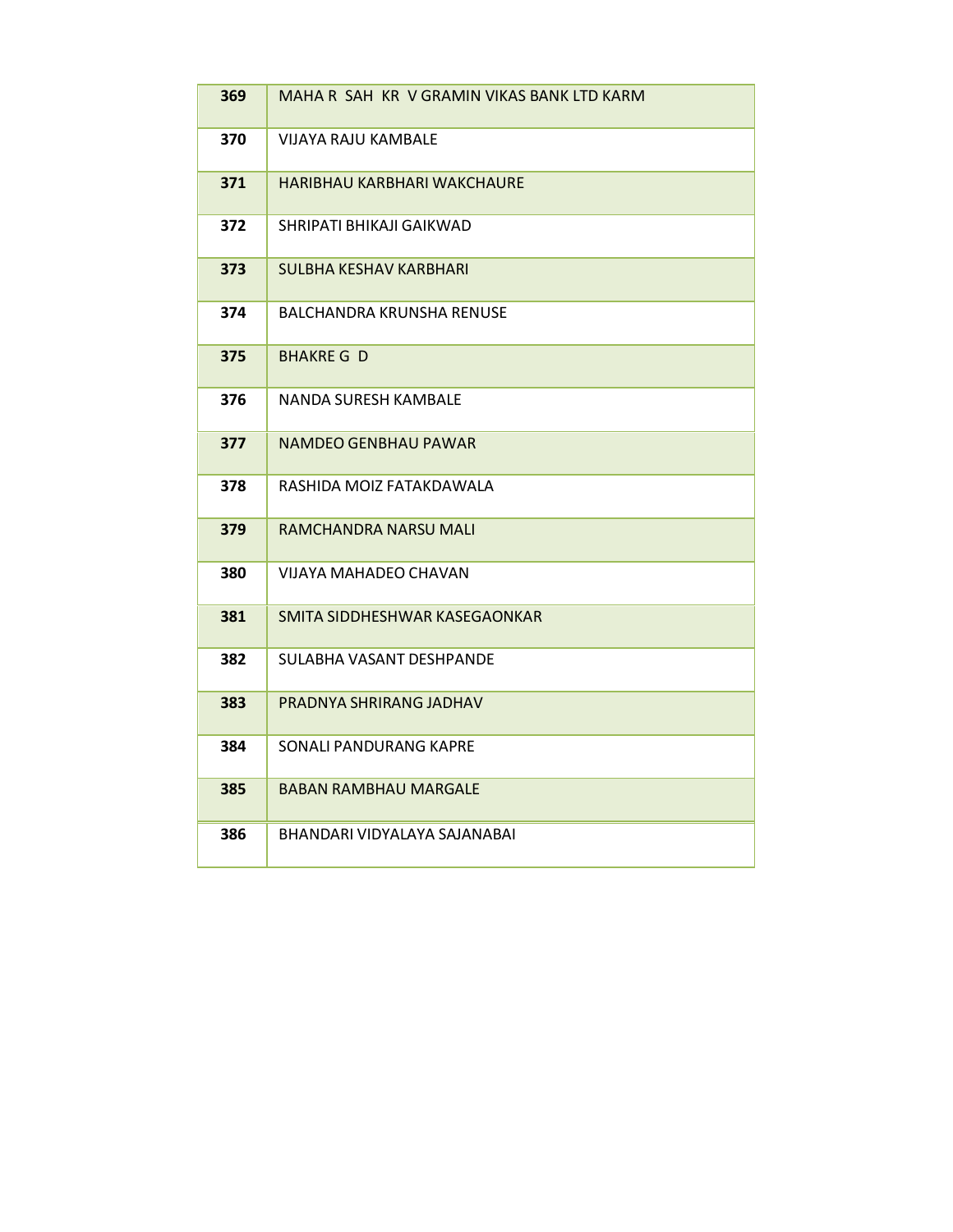| 369 | MAHA R SAH KR V GRAMIN VIKAS BANK LTD KARM |
|---|---|
| 370 | VIJAYA RAJU KAMBALE |
| 371 | HARIBHAU KARBHARI WAKCHAURE |
| 372 | SHRIPATI BHIKAJI GAIKWAD |
| 373 | SULBHA KESHAV KARBHARI |
| 374 | BALCHANDRA KRUNSHA RENUSE |
| 375 | BHAKRE G D |
| 376 | NANDA SURESH KAMBALE |
| 377 | NAMDEO GENBHAU PAWAR |
| 378 | RASHIDA MOIZ FATAKDAWALA |
| 379 | RAMCHANDRA NARSU MALI |
| 380 | VIJAYA MAHADEO CHAVAN |
| 381 | SMITA SIDDHESHWAR KASEGAONKAR |
| 382 | SULABHA VASANT DESHPANDE |
| 383 | PRADNYA SHRIRANG JADHAV |
| 384 | SONALI PANDURANG KAPRE |
| 385 | BABAN RAMBHAU MARGALE |
| 386 | BHANDARI VIDYALAYA SAJANABAI |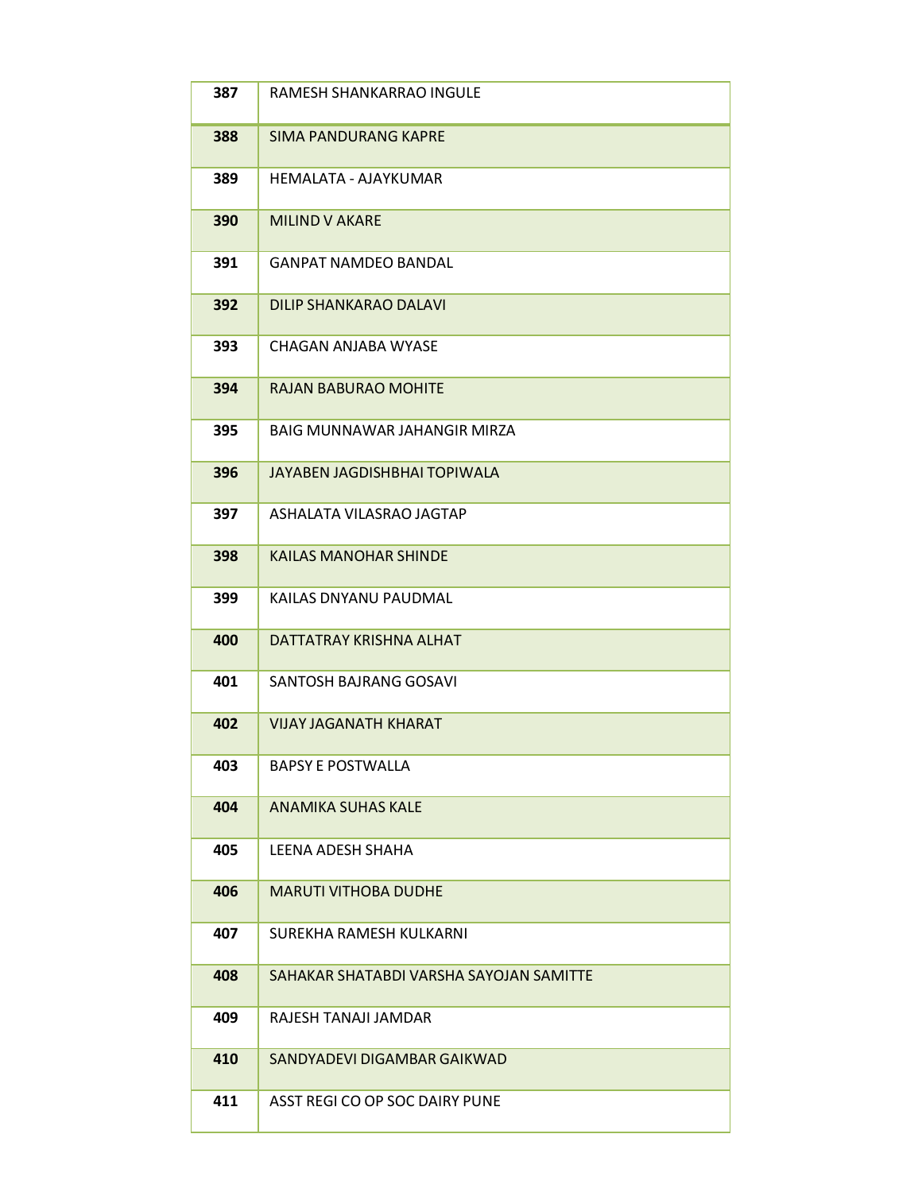| 387 | RAMESH SHANKARRAO INGULE |
|---|---|
| 388 | SIMA PANDURANG KAPRE |
| 389 | HEMALATA - AJAYKUMAR |
| 390 | MILIND V AKARE |
| 391 | GANPAT NAMDEO BANDAL |
| 392 | DILIP SHANKARAO DALAVI |
| 393 | CHAGAN ANJABA WYASE |
| 394 | RAJAN BABURAO MOHITE |
| 395 | BAIG MUNNAWAR JAHANGIR MIRZA |
| 396 | JAYABEN JAGDISHBHAI TOPIWALA |
| 397 | ASHALATA VILASRAO JAGTAP |
| 398 | KAILAS MANOHAR SHINDE |
| 399 | KAILAS DNYANU PAUDMAL |
| 400 | DATTATRAY KRISHNA ALHAT |
| 401 | SANTOSH BAJRANG GOSAVI |
| 402 | VIJAY JAGANATH KHARAT |
| 403 | BAPSY E POSTWALLA |
| 404 | ANAMIKA SUHAS KALE |
| 405 | LEENA ADESH SHAHA |
| 406 | MARUTI VITHOBA DUDHE |
| 407 | SUREKHA RAMESH KULKARNI |
| 408 | SAHAKAR SHATABDI VARSHA SAYOJAN SAMITTE |
| 409 | RAJESH TANAJI JAMDAR |
| 410 | SANDYADEVI DIGAMBAR GAIKWAD |
| 411 | ASST REGI CO OP SOC DAIRY PUNE |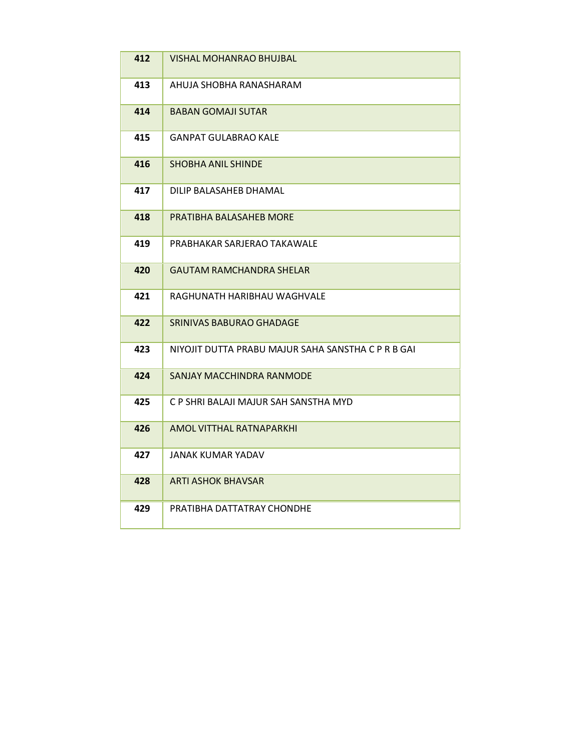| 412 | VISHAL MOHANRAO BHUJBAL |
|---|---|
| 413 | AHUJA SHOBHA RANASHARAM |
| 414 | BABAN GOMAJI SUTAR |
| 415 | GANPAT GULABRAO KALE |
| 416 | SHOBHA ANIL SHINDE |
| 417 | DILIP BALASAHEB DHAMAL |
| 418 | PRATIBHA BALASAHEB MORE |
| 419 | PRABHAKAR SARJERAO TAKAWALE |
| 420 | GAUTAM RAMCHANDRA SHELAR |
| 421 | RAGHUNATH HARIBHAU WAGHVALE |
| 422 | SRINIVAS BABURAO GHADAGE |
| 423 | NIYOJIT DUTTA PRABU MAJUR SAHA SANSTHA C P R B GAI |
| 424 | SANJAY MACCHINDRA RANMODE |
| 425 | C P SHRI BALAJI MAJUR SAH SANSTHA MYD |
| 426 | AMOL VITTHAL RATNAPARKHI |
| 427 | JANAK KUMAR YADAV |
| 428 | ARTI ASHOK BHAVSAR |
| 429 | PRATIBHA DATTATRAY CHONDHE |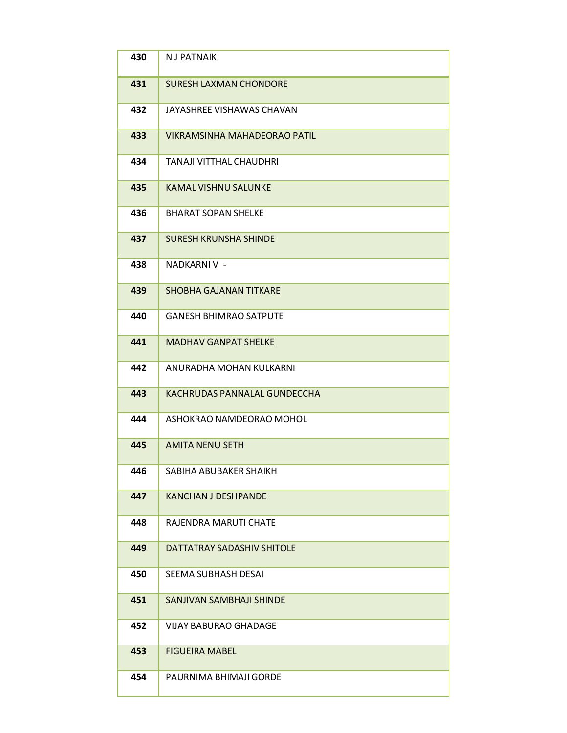| 430 | N J PATNAIK |
|---|---|
| 431 | SURESH LAXMAN CHONDORE |
| 432 | JAYASHREE VISHAWAS CHAVAN |
| 433 | VIKRAMSINHA MAHADEORAO PATIL |
| 434 | TANAJI VITTHAL CHAUDHRI |
| 435 | KAMAL VISHNU SALUNKE |
| 436 | BHARAT SOPAN SHELKE |
| 437 | SURESH KRUNSHA SHINDE |
| 438 | NADKARNI V - |
| 439 | SHOBHA GAJANAN TITKARE |
| 440 | GANESH BHIMRAO SATPUTE |
| 441 | MADHAV GANPAT SHELKE |
| 442 | ANURADHA MOHAN KULKARNI |
| 443 | KACHRUDAS PANNALAL GUNDECCHA |
| 444 | ASHOKRAO NAMDEORAO MOHOL |
| 445 | AMITA NENU SETH |
| 446 | SABIHA ABUBAKER SHAIKH |
| 447 | KANCHAN J DESHPANDE |
| 448 | RAJENDRA MARUTI CHATE |
| 449 | DATTATRAY SADASHIV SHITOLE |
| 450 | SEEMA SUBHASH DESAI |
| 451 | SANJIVAN SAMBHAJI SHINDE |
| 452 | VIJAY BABURAO GHADAGE |
| 453 | FIGUEIRA MABEL |
| 454 | PAURNIMA BHIMAJI GORDE |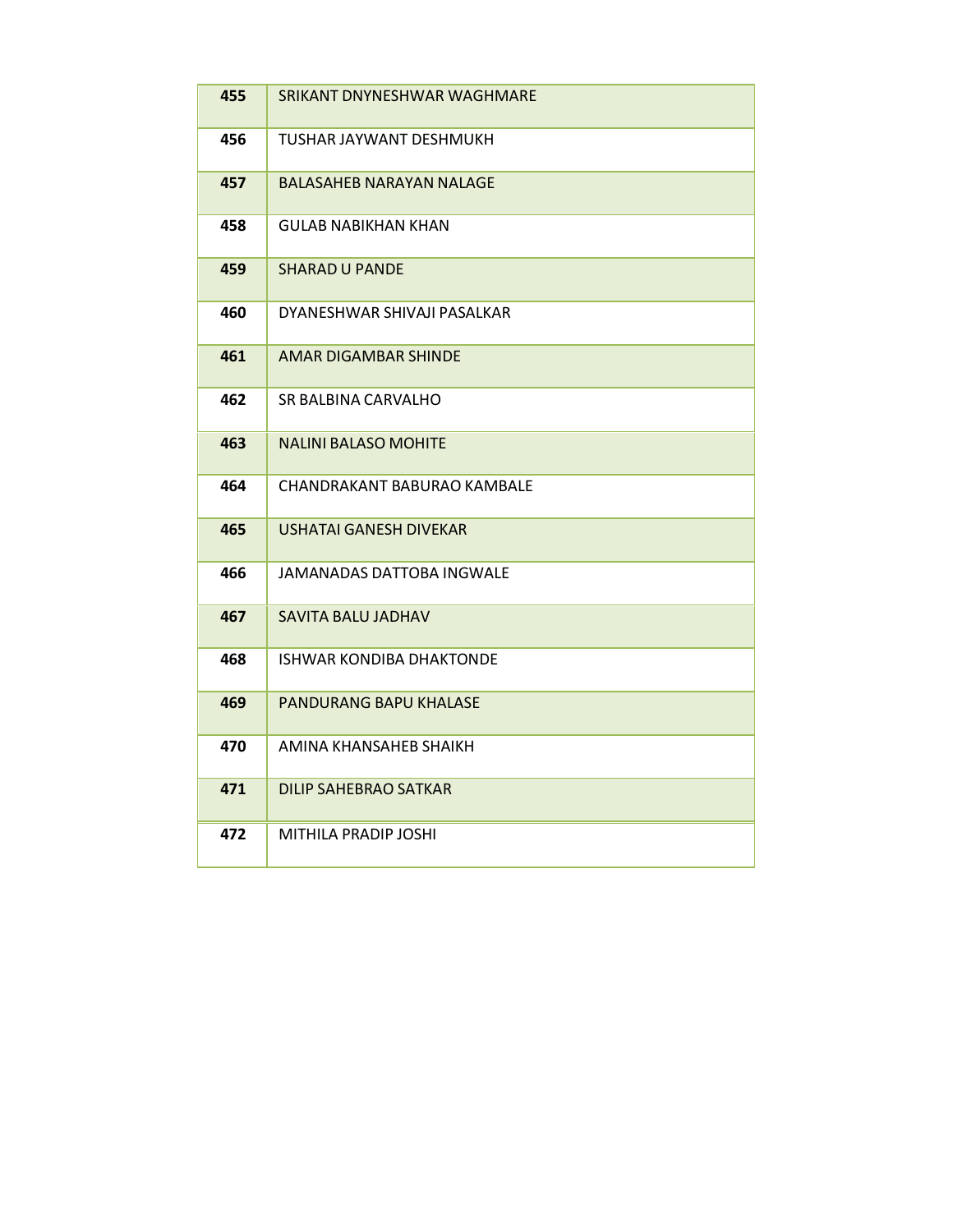| | |
|---|---|
| **455** | SRIKANT DNYNESHWAR WAGHMARE |
| **456** | TUSHAR JAYWANT DESHMUKH |
| **457** | BALASAHEB NARAYAN NALAGE |
| **458** | GULAB NABIKHAN KHAN |
| **459** | SHARAD U PANDE |
| **460** | DYANESHWAR SHIVAJI PASALKAR |
| **461** | AMAR DIGAMBAR SHINDE |
| **462** | SR BALBINA CARVALHO |
| **463** | NALINI BALASO MOHITE |
| **464** | CHANDRAKANT BABURAO KAMBALE |
| **465** | USHATAI GANESH DIVEKAR |
| **466** | JAMANADAS DATTOBA INGWALE |
| **467** | SAVITA BALU JADHAV |
| **468** | ISHWAR KONDIBA DHAKTONDE |
| **469** | PANDURANG BAPU KHALASE |
| **470** | AMINA KHANSAHEB SHAIKH |
| **471** | DILIP SAHEBRAO SATKAR |
| **472** | MITHILA PRADIP JOSHI |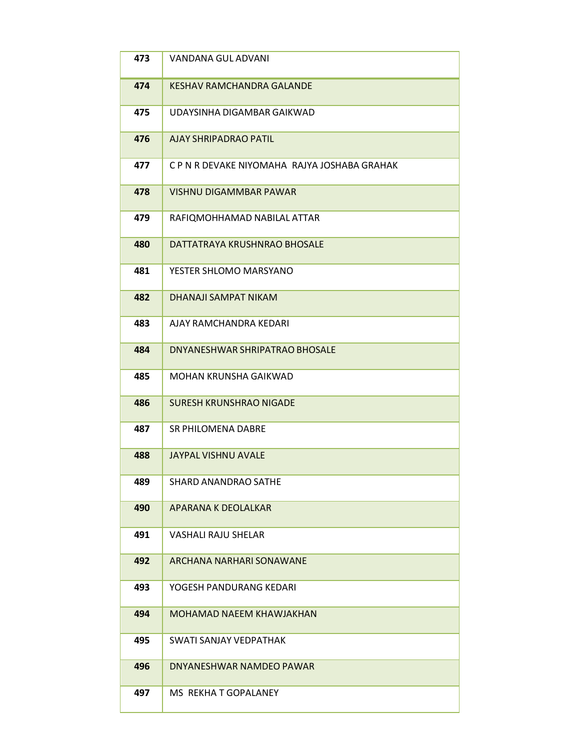| 473 | VANDANA GUL ADVANI |
|---|---|
| 474 | KESHAV RAMCHANDRA GALANDE |
| 475 | UDAYSINHA DIGAMBAR GAIKWAD |
| 476 | AJAY SHRIPADRAO PATIL |
| 477 | C P N R DEVAKE NIYOMAHA  RAJYA JOSHABA GRAHAK |
| 478 | VISHNU DIGAMMBAR PAWAR |
| 479 | RAFIQMOHHAMAD NABILAL ATTAR |
| 480 | DATTATRAYA KRUSHNRAO BHOSALE |
| 481 | YESTER SHLOMO MARSYANO |
| 482 | DHANAJI SAMPAT NIKAM |
| 483 | AJAY RAMCHANDRA KEDARI |
| 484 | DNYANESHWAR SHRIPATRAO BHOSALE |
| 485 | MOHAN KRUNSHA GAIKWAD |
| 486 | SURESH KRUNSHRAO NIGADE |
| 487 | SR PHILOMENA DABRE |
| 488 | JAYPAL VISHNU AVALE |
| 489 | SHARD ANANDRAO SATHE |
| 490 | APARANA K DEOLALKAR |
| 491 | VASHALI RAJU SHELAR |
| 492 | ARCHANA NARHARI SONAWANE |
| 493 | YOGESH PANDURANG KEDARI |
| 494 | MOHAMAD NAEEM KHAWJAKHAN |
| 495 | SWATI SANJAY VEDPATHAK |
| 496 | DNYANESHWAR NAMDEO PAWAR |
| 497 | MS  REKHA T GOPALANEY |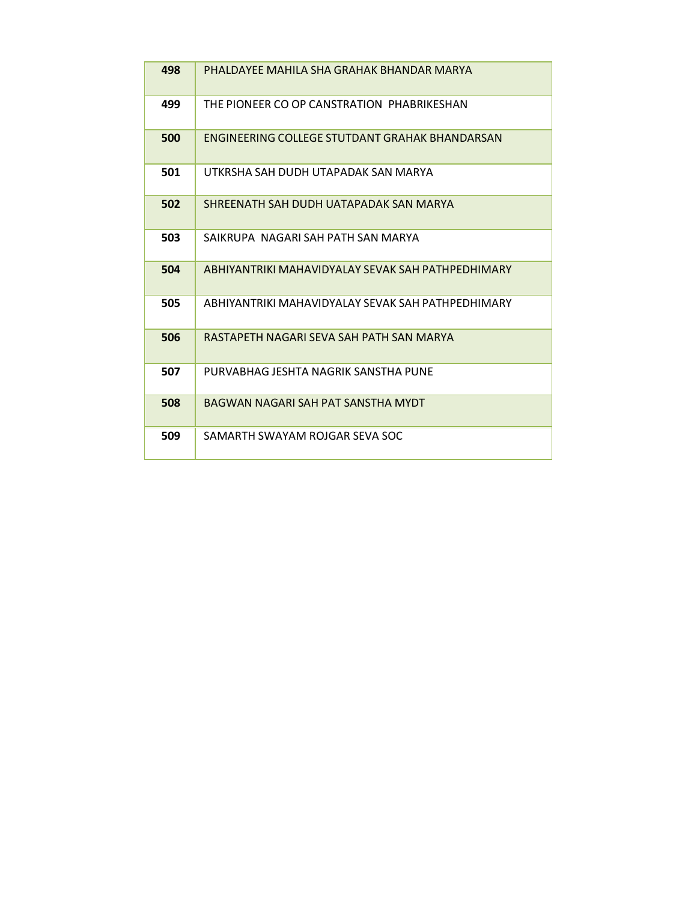| 498 | PHALDAYEE MAHILA SHA GRAHAK BHANDAR MARYA |
|---|---|
| 499 | THE PIONEER CO OP CANSTRATION  PHABRIKESHAN |
| 500 | ENGINEERING COLLEGE STUTDANT GRAHAK BHANDARSAN |
| 501 | UTKRSHA SAH DUDH UTAPADAK SAN MARYA |
| 502 | SHREENATH SAH DUDH UATAPADAK SAN MARYA |
| 503 | SAIKRUPA  NAGARI SAH PATH SAN MARYA |
| 504 | ABHIYANTRIKI MAHAVIDYALAY SEVAK SAH PATHPEDHIMARY |
| 505 | ABHIYANTRIKI MAHAVIDYALAY SEVAK SAH PATHPEDHIMARY |
| 506 | RASTAPETH NAGARI SEVA SAH PATH SAN MARYA |
| 507 | PURVABHAG JESHTA NAGRIK SANSTHA PUNE |
| 508 | BAGWAN NAGARI SAH PAT SANSTHA MYDT |
| 509 | SAMARTH SWAYAM ROJGAR SEVA SOC |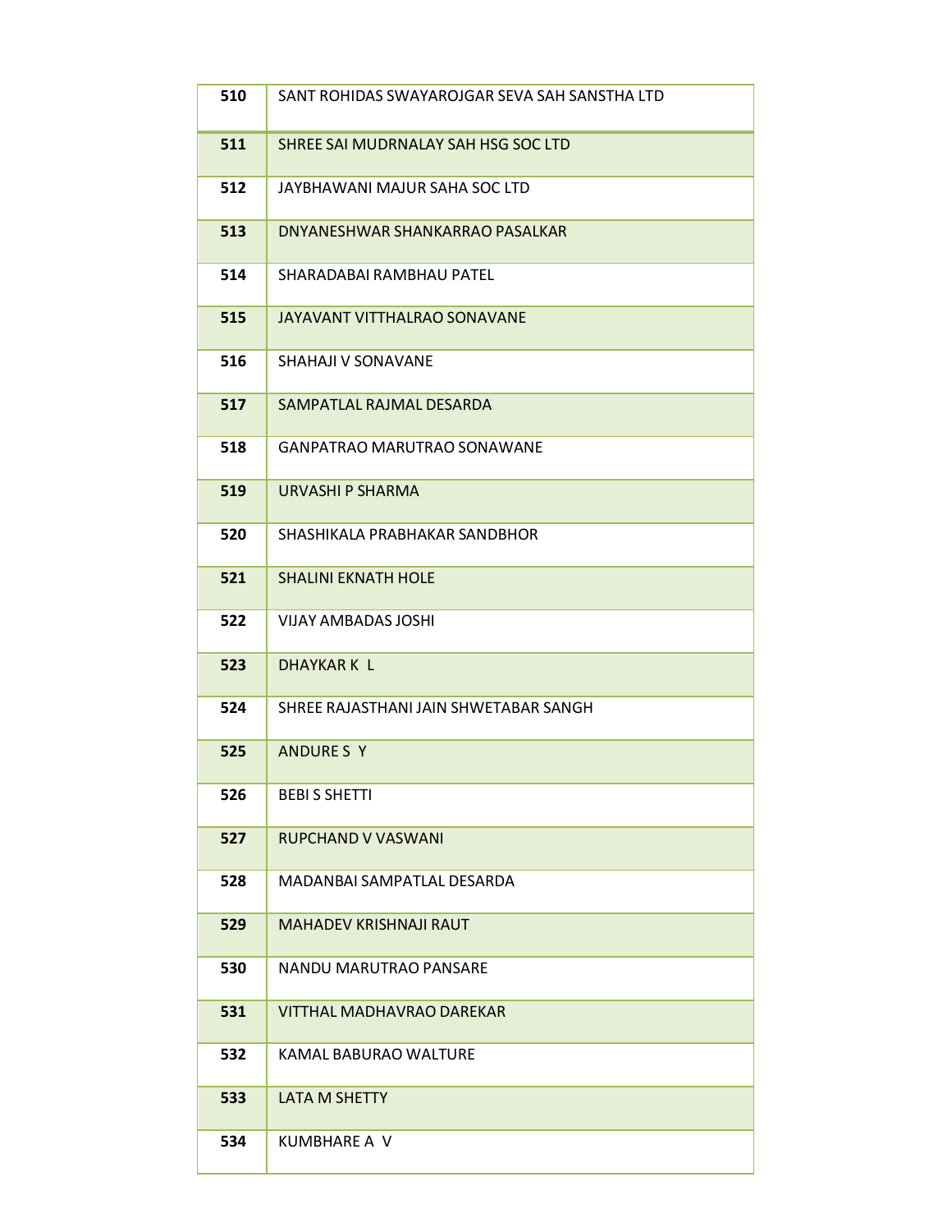| 510 | SANT ROHIDAS SWAYAROJGAR SEVA SAH SANSTHA LTD |
|---|---|
| 511 | SHREE SAI MUDRNALAY SAH HSG SOC LTD |
| 512 | JAYBHAWANI MAJUR SAHA SOC LTD |
| 513 | DNYANESHWAR SHANKARRAO PASALKAR |
| 514 | SHARADABAI RAMBHAU PATEL |
| 515 | JAYAVANT VITTHALRAO SONAVANE |
| 516 | SHAHAJI V SONAVANE |
| 517 | SAMPATLAL RAJMAL DESARDA |
| 518 | GANPATRAO MARUTRAO SONAWANE |
| 519 | URVASHI P SHARMA |
| 520 | SHASHIKALA PRABHAKAR SANDBHOR |
| 521 | SHALINI EKNATH HOLE |
| 522 | VIJAY AMBADAS JOSHI |
| 523 | DHAYKAR K L |
| 524 | SHREE RAJASTHANI JAIN SHWETABAR SANGH |
| 525 | ANDURE S Y |
| 526 | BEBI S SHETTI |
| 527 | RUPCHAND V VASWANI |
| 528 | MADANBAI SAMPATLAL DESARDA |
| 529 | MAHADEV KRISHNAJI RAUT |
| 530 | NANDU MARUTRAO PANSARE |
| 531 | VITTHAL MADHAVRAO DAREKAR |
| 532 | KAMAL BABURAO WALTURE |
| 533 | LATA M SHETTY |
| 534 | KUMBHARE A V |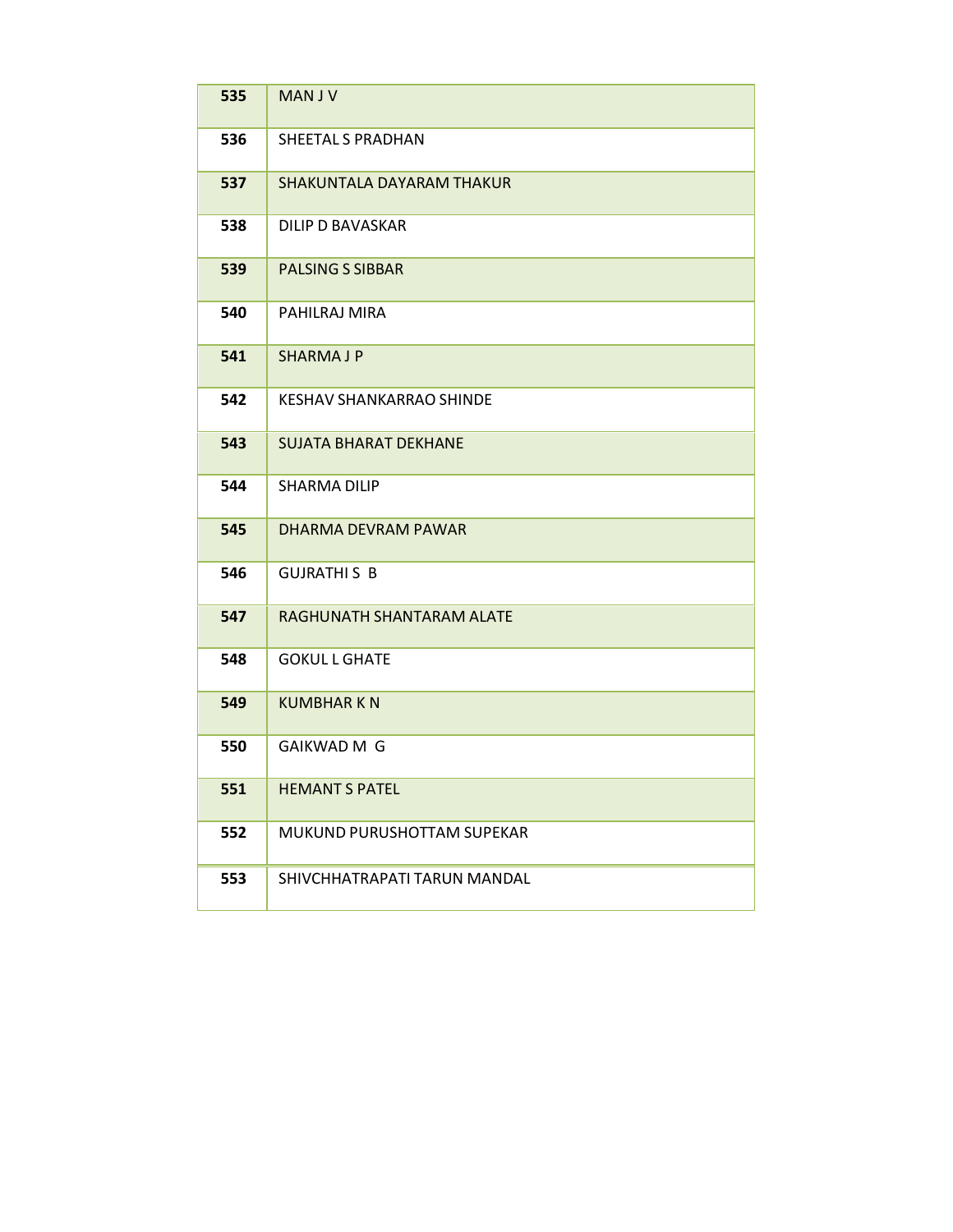| 535 | MAN J V |
|---|---|
| 536 | SHEETAL S PRADHAN |
| 537 | SHAKUNTALA DAYARAM THAKUR |
| 538 | DILIP D BAVASKAR |
| 539 | PALSING S SIBBAR |
| 540 | PAHILRAJ MIRA |
| 541 | SHARMA J P |
| 542 | KESHAV SHANKARRAO SHINDE |
| 543 | SUJATA BHARAT DEKHANE |
| 544 | SHARMA DILIP |
| 545 | DHARMA DEVRAM PAWAR |
| 546 | GUJRATHI S B |
| 547 | RAGHUNATH SHANTARAM ALATE |
| 548 | GOKUL L GHATE |
| 549 | KUMBHAR K N |
| 550 | GAIKWAD M G |
| 551 | HEMANT S PATEL |
| 552 | MUKUND PURUSHOTTAM SUPEKAR |
| 553 | SHIVCHHATRAPATI TARUN MANDAL |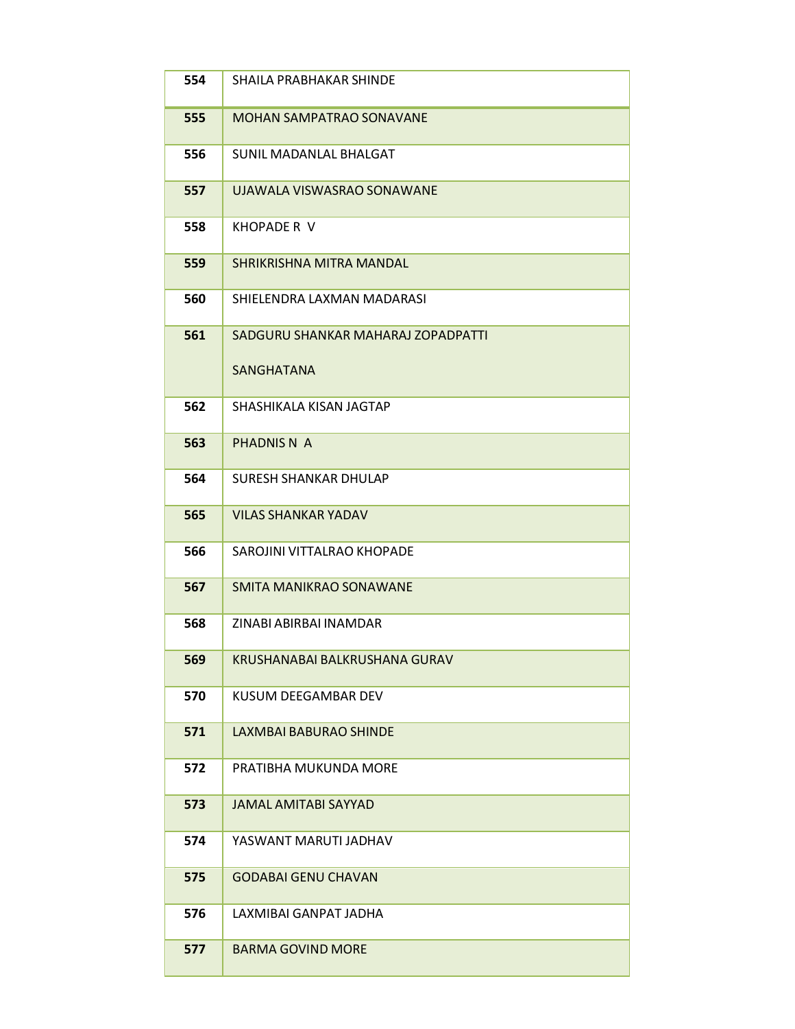| 554 | SHAILA PRABHAKAR SHINDE |
|---|---|
| 555 | MOHAN SAMPATRAO SONAVANE |
| 556 | SUNIL MADANLAL BHALGAT |
| 557 | UJAWALA VISWASRAO SONAWANE |
| 558 | KHOPADE R V |
| 559 | SHRIKRISHNA MITRA MANDAL |
| 560 | SHIELENDRA LAXMAN MADARASI |
| 561 | SADGURU SHANKAR MAHARAJ ZOPADPATTI SANGHATANA |
| 562 | SHASHIKALA KISAN JAGTAP |
| 563 | PHADNIS N A |
| 564 | SURESH SHANKAR DHULAP |
| 565 | VILAS SHANKAR YADAV |
| 566 | SAROJINI VITTALRAO KHOPADE |
| 567 | SMITA MANIKRAO SONAWANE |
| 568 | ZINABI ABIRBAI INAMDAR |
| 569 | KRUSHANABAI BALKRUSHANA GURAV |
| 570 | KUSUM DEEGAMBAR DEV |
| 571 | LAXMBAI BABURAO SHINDE |
| 572 | PRATIBHA MUKUNDA MORE |
| 573 | JAMAL AMITABI SAYYAD |
| 574 | YASWANT MARUTI JADHAV |
| 575 | GODABAI GENU CHAVAN |
| 576 | LAXMIBAI GANPAT JADHA |
| 577 | BARMA GOVIND MORE |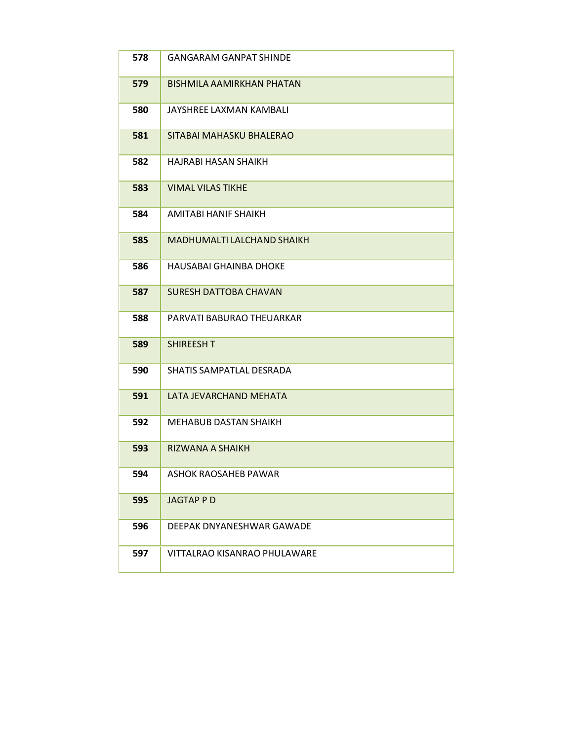| 578 | GANGARAM GANPAT SHINDE |
|---|---|
| 579 | BISHMILA AAMIRKHAN PHATAN |
| 580 | JAYSHREE LAXMAN KAMBALI |
| 581 | SITABAI MAHASKU BHALERAO |
| 582 | HAJRABI HASAN SHAIKH |
| 583 | VIMAL VILAS TIKHE |
| 584 | AMITABI HANIF SHAIKH |
| 585 | MADHUMALTI LALCHAND SHAIKH |
| 586 | HAUSABAI GHAINBA DHOKE |
| 587 | SURESH DATTOBA CHAVAN |
| 588 | PARVATI BABURAO THEUARKAR |
| 589 | SHIREESH T |
| 590 | SHATIS SAMPATLAL DESRADA |
| 591 | LATA JEVARCHAND MEHATA |
| 592 | MEHABUB DASTAN SHAIKH |
| 593 | RIZWANA A SHAIKH |
| 594 | ASHOK RAOSAHEB PAWAR |
| 595 | JAGTAP P D |
| 596 | DEEPAK DNYANESHWAR GAWADE |
| 597 | VITTALRAO KISANRAO PHULAWARE |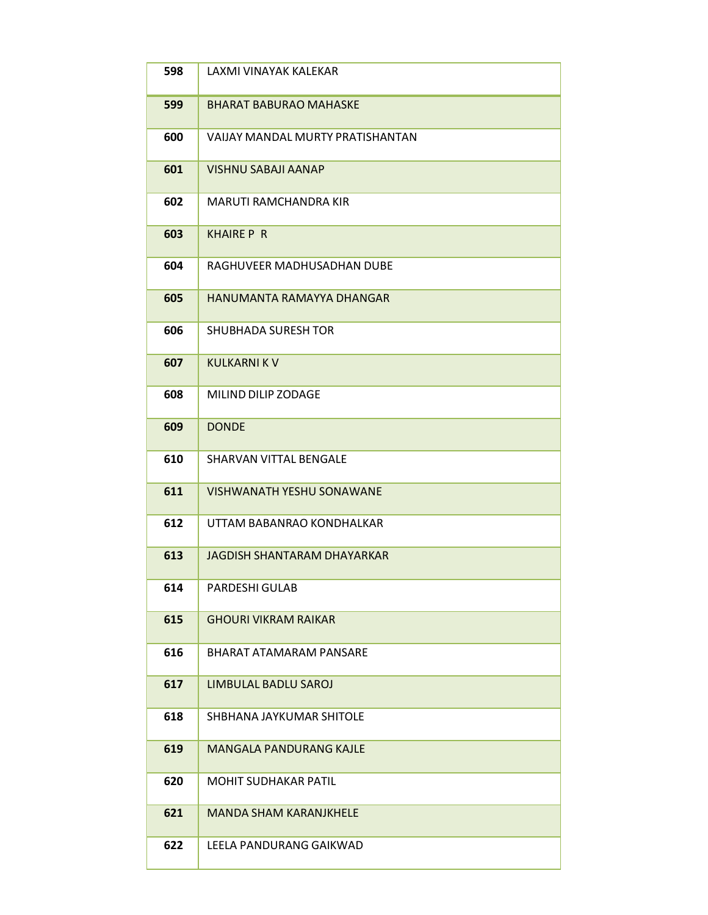| 598 | LAXMI VINAYAK KALEKAR |
|---|---|
| 599 | BHARAT BABURAO MAHASKE |
| 600 | VAIJAY MANDAL MURTY PRATISHANTAN |
| 601 | VISHNU SABAJI AANAP |
| 602 | MARUTI RAMCHANDRA KIR |
| 603 | KHAIRE P R |
| 604 | RAGHUVEER MADHUSADHAN DUBE |
| 605 | HANUMANTA RAMAYYA DHANGAR |
| 606 | SHUBHADA SURESH TOR |
| 607 | KULKARNI K V |
| 608 | MILIND DILIP ZODAGE |
| 609 | DONDE |
| 610 | SHARVAN VITTAL BENGALE |
| 611 | VISHWANATH YESHU SONAWANE |
| 612 | UTTAM BABANRAO KONDHALKAR |
| 613 | JAGDISH SHANTARAM DHAYARKAR |
| 614 | PARDESHI GULAB |
| 615 | GHOURI VIKRAM RAIKAR |
| 616 | BHARAT ATAMARAM PANSARE |
| 617 | LIMBULAL BADLU SAROJ |
| 618 | SHBHANA JAYKUMAR SHITOLE |
| 619 | MANGALA PANDURANG KAJLE |
| 620 | MOHIT SUDHAKAR PATIL |
| 621 | MANDA SHAM KARANJKHELE |
| 622 | LEELA PANDURANG GAIKWAD |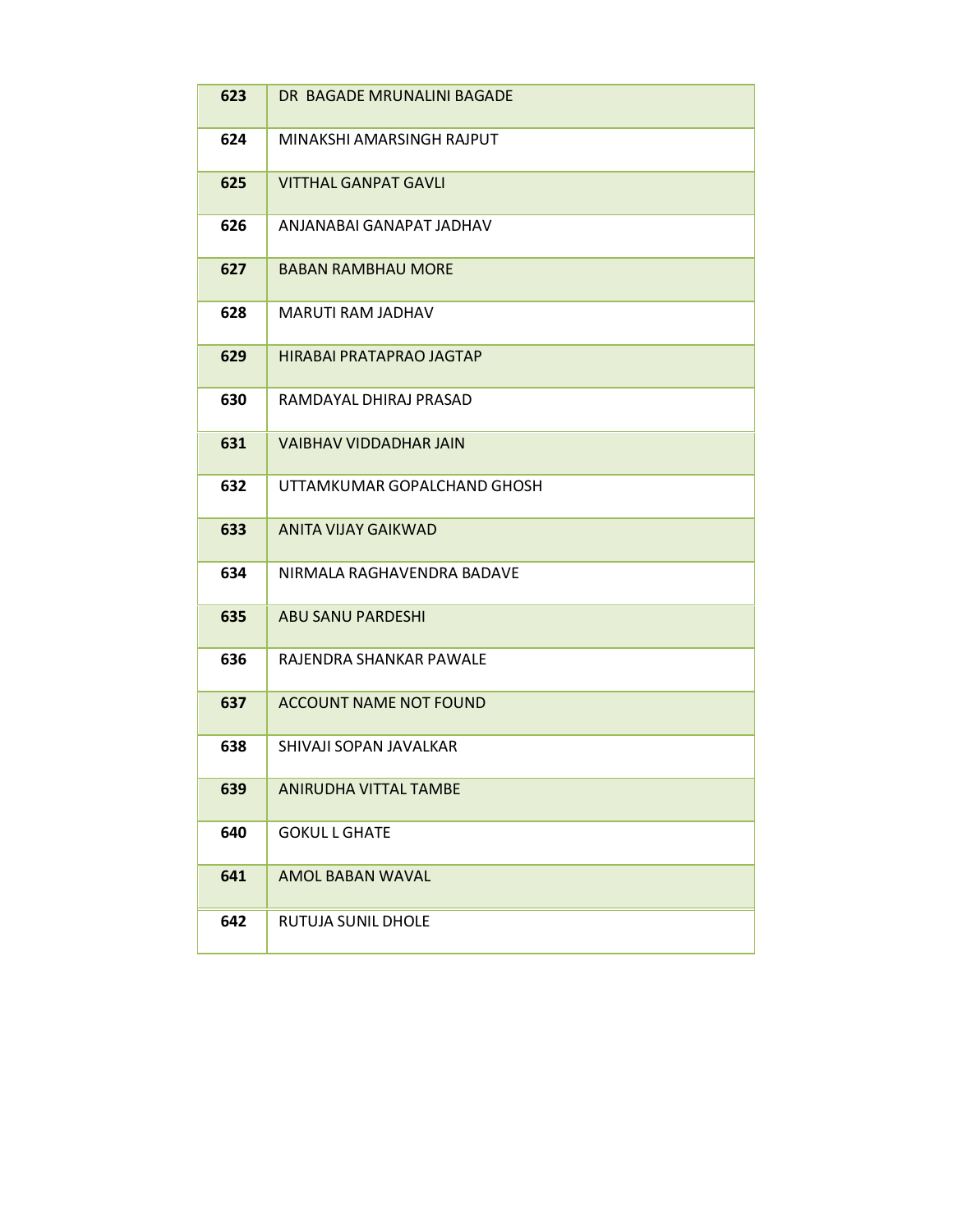| | |
|---|---|
| 623 | DR  BAGADE MRUNALINI BAGADE |
| 624 | MINAKSHI AMARSINGH RAJPUT |
| 625 | VITTHAL GANPAT GAVLI |
| 626 | ANJANABAI GANAPAT JADHAV |
| 627 | BABAN RAMBHAU MORE |
| 628 | MARUTI RAM JADHAV |
| 629 | HIRABAI PRATAPRAO JAGTAP |
| 630 | RAMDAYAL DHIRAJ PRASAD |
| 631 | VAIBHAV VIDDADHAR JAIN |
| 632 | UTTAMKUMAR GOPALCHAND GHOSH |
| 633 | ANITA VIJAY GAIKWAD |
| 634 | NIRMALA RAGHAVENDRA BADAVE |
| 635 | ABU SANU PARDESHI |
| 636 | RAJENDRA SHANKAR PAWALE |
| 637 | ACCOUNT NAME NOT FOUND |
| 638 | SHIVAJI SOPAN JAVALKAR |
| 639 | ANIRUDHA VITTAL TAMBE |
| 640 | GOKUL L GHATE |
| 641 | AMOL BABAN WAVAL |
| 642 | RUTUJA SUNIL DHOLE |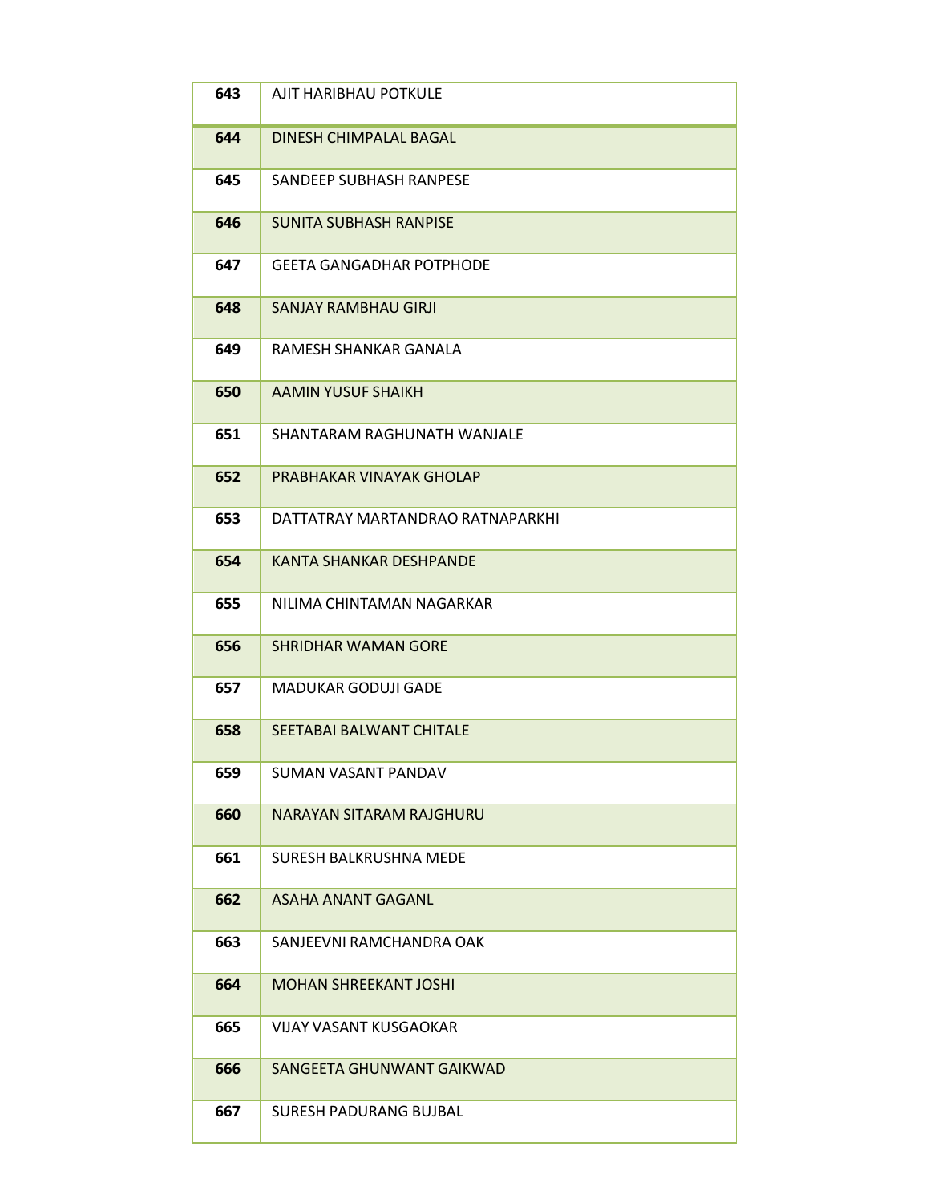| 643 | AJIT HARIBHAU POTKULE |
|---|---|
| 644 | DINESH CHIMPALAL BAGAL |
| 645 | SANDEEP SUBHASH RANPESE |
| 646 | SUNITA SUBHASH RANPISE |
| 647 | GEETA GANGADHAR POTPHODE |
| 648 | SANJAY RAMBHAU GIRJI |
| 649 | RAMESH SHANKAR GANALA |
| 650 | AAMIN YUSUF SHAIKH |
| 651 | SHANTARAM RAGHUNATH WANJALE |
| 652 | PRABHAKAR VINAYAK GHOLAP |
| 653 | DATTATRAY MARTANDRAO RATNAPARKHI |
| 654 | KANTA SHANKAR DESHPANDE |
| 655 | NILIMA CHINTAMAN NAGARKAR |
| 656 | SHRIDHAR WAMAN GORE |
| 657 | MADUKAR GODUJI GADE |
| 658 | SEETABAI BALWANT CHITALE |
| 659 | SUMAN VASANT PANDAV |
| 660 | NARAYAN SITARAM RAJGHURU |
| 661 | SURESH BALKRUSHNA MEDE |
| 662 | ASAHA ANANT GAGANL |
| 663 | SANJEEVNI RAMCHANDRA OAK |
| 664 | MOHAN SHREEKANT JOSHI |
| 665 | VIJAY VASANT KUSGAOKAR |
| 666 | SANGEETA GHUNWANT GAIKWAD |
| 667 | SURESH PADURANG BUJBAL |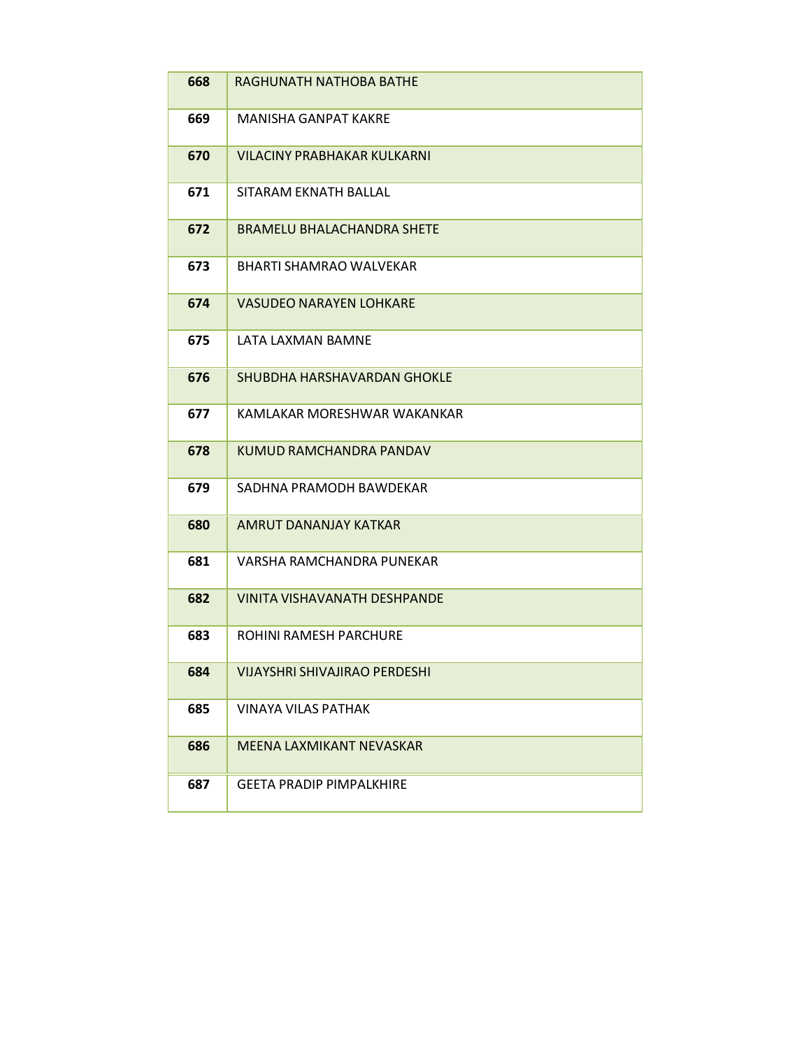| 668 | RAGHUNATH NATHOBA BATHE |
|---|---|
| 669 | MANISHA GANPAT KAKRE |
| 670 | VILACINY PRABHAKAR KULKARNI |
| 671 | SITARAM EKNATH BALLAL |
| 672 | BRAMELU BHALACHANDRA SHETE |
| 673 | BHARTI SHAMRAO WALVEKAR |
| 674 | VASUDEO NARAYEN LOHKARE |
| 675 | LATA LAXMAN BAMNE |
| 676 | SHUBDHA HARSHAVARDAN GHOKLE |
| 677 | KAMLAKAR MORESHWAR WAKANKAR |
| 678 | KUMUD RAMCHANDRA PANDAV |
| 679 | SADHNA PRAMODH BAWDEKAR |
| 680 | AMRUT DANANJAY KATKAR |
| 681 | VARSHA RAMCHANDRA PUNEKAR |
| 682 | VINITA VISHAVANATH DESHPANDE |
| 683 | ROHINI RAMESH PARCHURE |
| 684 | VIJAYSHRI SHIVAJIRAO PERDESHI |
| 685 | VINAYA VILAS PATHAK |
| 686 | MEENA LAXMIKANT NEVASKAR |
| 687 | GEETA PRADIP PIMPALKHIRE |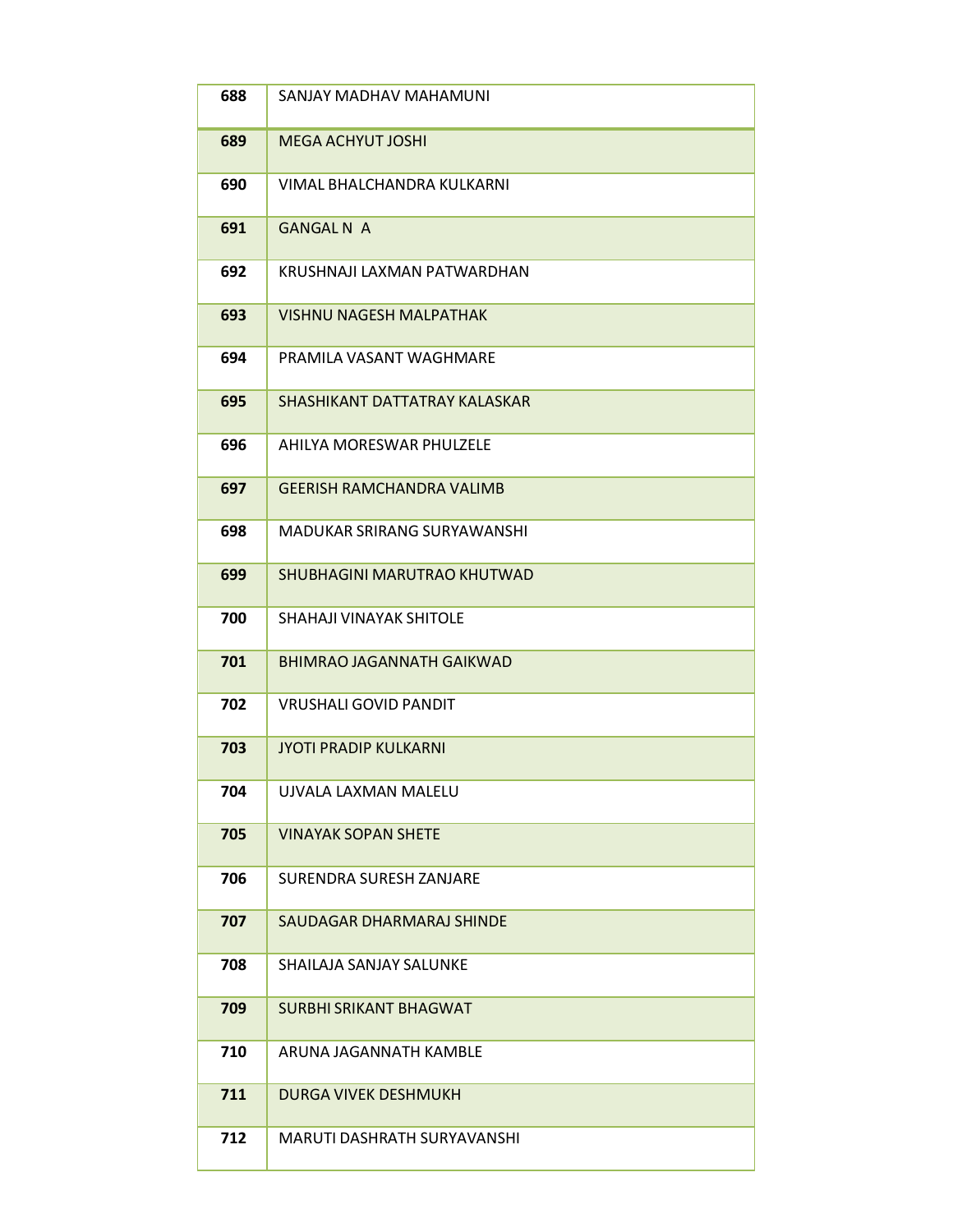| 688 | SANJAY MADHAV MAHAMUNI |
|---|---|
| 689 | MEGA ACHYUT JOSHI |
| 690 | VIMAL BHALCHANDRA KULKARNI |
| 691 | GANGAL N A |
| 692 | KRUSHNAJI LAXMAN PATWARDHAN |
| 693 | VISHNU NAGESH MALPATHAK |
| 694 | PRAMILA VASANT WAGHMARE |
| 695 | SHASHIKANT DATTATRAY KALASKAR |
| 696 | AHILYA MORESWAR PHULZELE |
| 697 | GEERISH RAMCHANDRA VALIMB |
| 698 | MADUKAR SRIRANG SURYAWANSHI |
| 699 | SHUBHAGINI MARUTRAO KHUTWAD |
| 700 | SHAHAJI VINAYAK SHITOLE |
| 701 | BHIMRAO JAGANNATH GAIKWAD |
| 702 | VRUSHALI GOVID PANDIT |
| 703 | JYOTI PRADIP KULKARNI |
| 704 | UJVALA LAXMAN MALELU |
| 705 | VINAYAK SOPAN SHETE |
| 706 | SURENDRA SURESH ZANJARE |
| 707 | SAUDAGAR DHARMARAJ SHINDE |
| 708 | SHAILAJA SANJAY SALUNKE |
| 709 | SURBHI SRIKANT BHAGWAT |
| 710 | ARUNA JAGANNATH KAMBLE |
| 711 | DURGA VIVEK DESHMUKH |
| 712 | MARUTI DASHRATH SURYAVANSHI |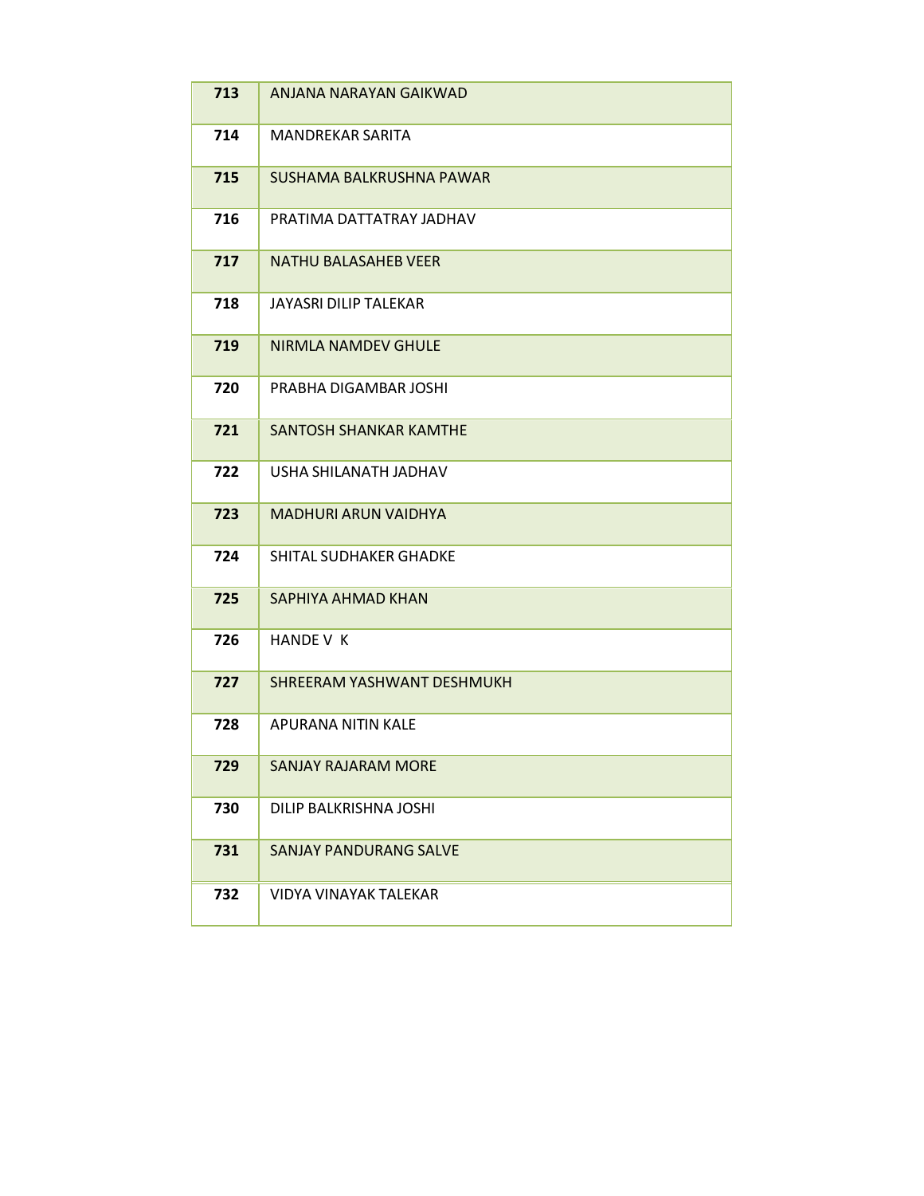| 713 | ANJANA NARAYAN GAIKWAD |
|---|---|
| 714 | MANDREKAR SARITA |
| 715 | SUSHAMA BALKRUSHNA PAWAR |
| 716 | PRATIMA DATTATRAY JADHAV |
| 717 | NATHU BALASAHEB VEER |
| 718 | JAYASRI DILIP TALEKAR |
| 719 | NIRMLA NAMDEV GHULE |
| 720 | PRABHA DIGAMBAR JOSHI |
| 721 | SANTOSH SHANKAR KAMTHE |
| 722 | USHA SHILANATH JADHAV |
| 723 | MADHURI ARUN VAIDHYA |
| 724 | SHITAL SUDHAKER GHADKE |
| 725 | SAPHIYA AHMAD KHAN |
| 726 | HANDE V K |
| 727 | SHREERAM YASHWANT DESHMUKH |
| 728 | APURANA NITIN KALE |
| 729 | SANJAY RAJARAM MORE |
| 730 | DILIP BALKRISHNA JOSHI |
| 731 | SANJAY PANDURANG SALVE |
| 732 | VIDYA VINAYAK TALEKAR |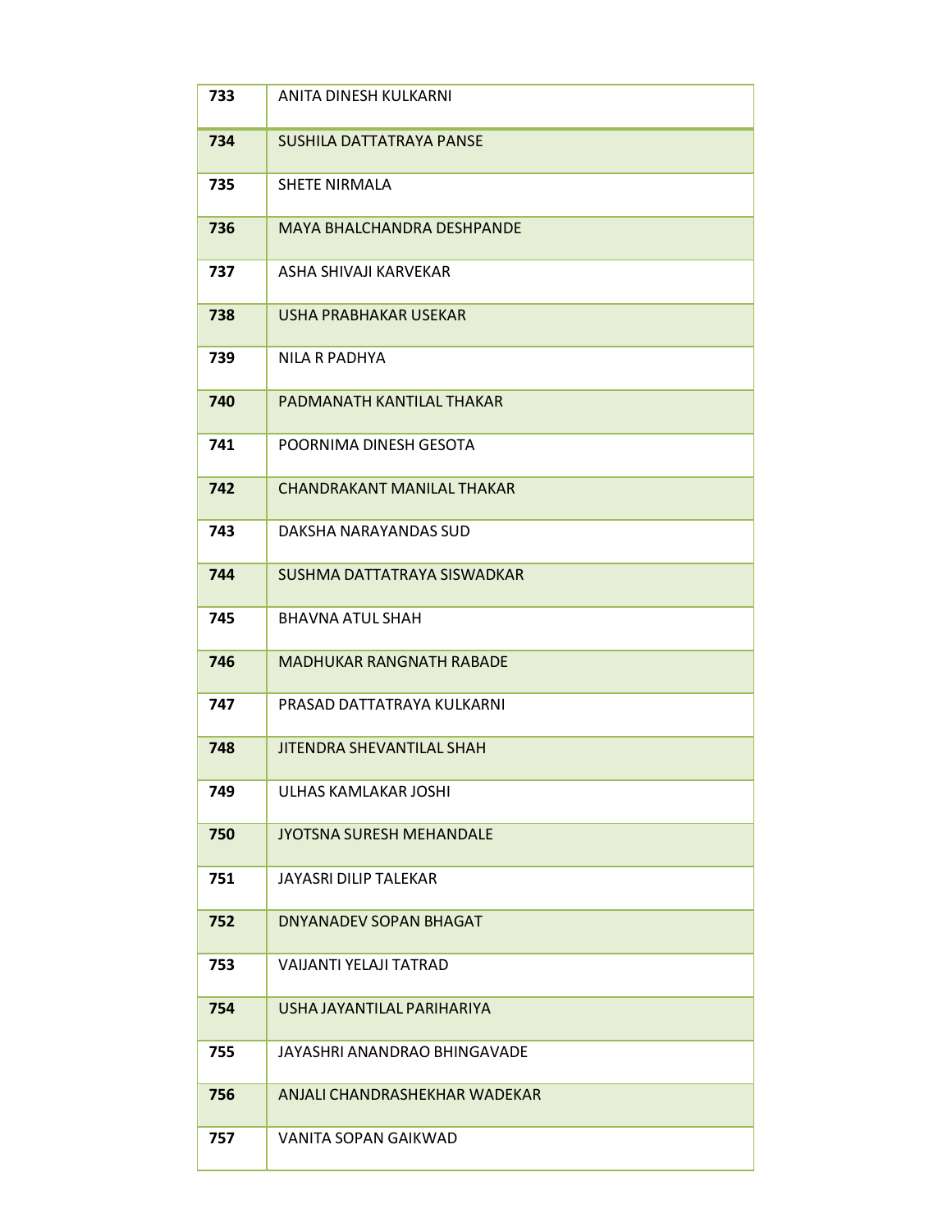| 733 | ANITA DINESH KULKARNI |
|---|---|
| 734 | SUSHILA DATTATRAYA PANSE |
| 735 | SHETE NIRMALA |
| 736 | MAYA BHALCHANDRA DESHPANDE |
| 737 | ASHA SHIVAJI KARVEKAR |
| 738 | USHA PRABHAKAR USEKAR |
| 739 | NILA R PADHYA |
| 740 | PADMANATH KANTILAL THAKAR |
| 741 | POORNIMA DINESH GESOTA |
| 742 | CHANDRAKANT MANILAL THAKAR |
| 743 | DAKSHA NARAYANDAS SUD |
| 744 | SUSHMA DATTATRAYA SISWADKAR |
| 745 | BHAVNA ATUL SHAH |
| 746 | MADHUKAR RANGNATH RABADE |
| 747 | PRASAD DATTATRAYA KULKARNI |
| 748 | JITENDRA SHEVANTILAL SHAH |
| 749 | ULHAS KAMLAKAR JOSHI |
| 750 | JYOTSNA SURESH MEHANDALE |
| 751 | JAYASRI DILIP TALEKAR |
| 752 | DNYANADEV SOPAN BHAGAT |
| 753 | VAIJANTI YELAJI TATRAD |
| 754 | USHA JAYANTILAL PARIHARIYA |
| 755 | JAYASHRI ANANDRAO BHINGAVADE |
| 756 | ANJALI CHANDRASHEKHAR WADEKAR |
| 757 | VANITA SOPAN GAIKWAD |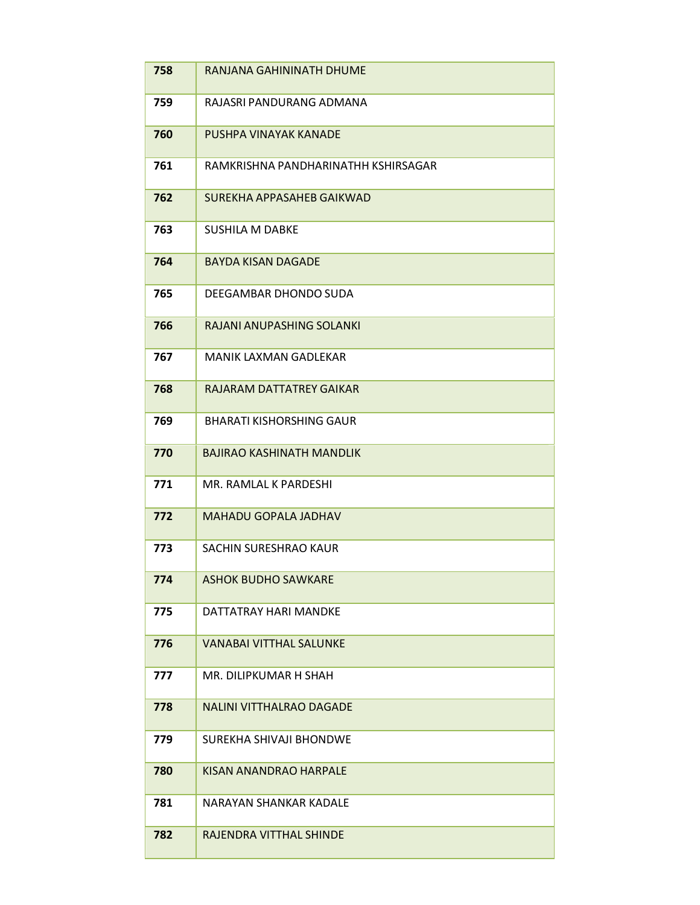| 758 | RANJANA GAHININATH DHUME |
|---|---|
| 759 | RAJASRI PANDURANG ADMANA |
| 760 | PUSHPA VINAYAK KANADE |
| 761 | RAMKRISHNA PANDHARINATHH KSHIRSAGAR |
| 762 | SUREKHA APPASAHEB GAIKWAD |
| 763 | SUSHILA M DABKE |
| 764 | BAYDA KISAN DAGADE |
| 765 | DEEGAMBAR DHONDO SUDA |
| 766 | RAJANI ANUPASHING SOLANKI |
| 767 | MANIK LAXMAN GADLEKAR |
| 768 | RAJARAM DATTATREY GAIKAR |
| 769 | BHARATI KISHORSHING GAUR |
| 770 | BAJIRAO KASHINATH MANDLIK |
| 771 | MR. RAMLAL K PARDESHI |
| 772 | MAHADU GOPALA JADHAV |
| 773 | SACHIN SURESHRAO KAUR |
| 774 | ASHOK BUDHO SAWKARE |
| 775 | DATTATRAY HARI MANDKE |
| 776 | VANABAI VITTHAL SALUNKE |
| 777 | MR. DILIPKUMAR H SHAH |
| 778 | NALINI VITTHALRAO DAGADE |
| 779 | SUREKHA SHIVAJI BHONDWE |
| 780 | KISAN ANANDRAO HARPALE |
| 781 | NARAYAN SHANKAR KADALE |
| 782 | RAJENDRA VITTHAL SHINDE |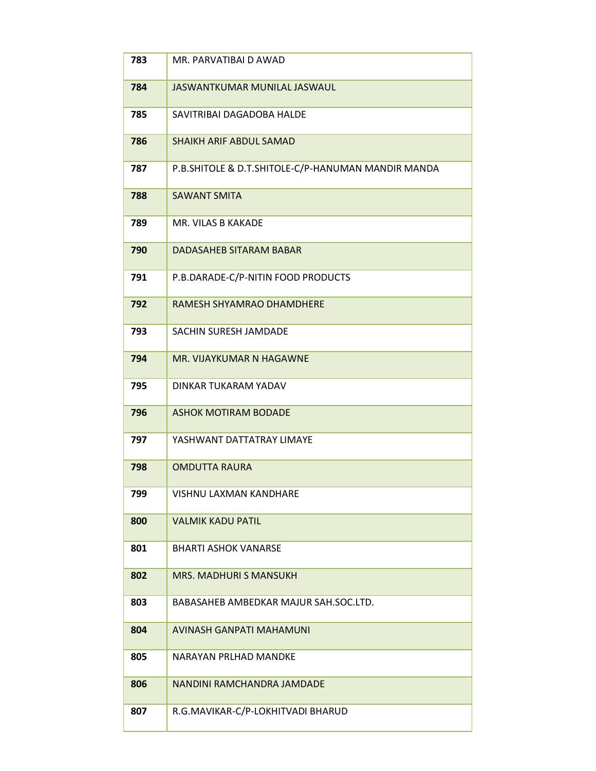| 783 | MR. PARVATIBAI D AWAD |
|---|---|
| 784 | JASWANTKUMAR MUNILAL JASWAUL |
| 785 | SAVITRIBAI DAGADOBA HALDE |
| 786 | SHAIKH ARIF ABDUL SAMAD |
| 787 | P.B.SHITOLE & D.T.SHITOLE-C/P-HANUMAN MANDIR MANDA |
| 788 | SAWANT SMITA |
| 789 | MR. VILAS B KAKADE |
| 790 | DADASAHEB SITARAM BABAR |
| 791 | P.B.DARADE-C/P-NITIN FOOD PRODUCTS |
| 792 | RAMESH SHYAMRAO DHAMDHERE |
| 793 | SACHIN SURESH JAMDADE |
| 794 | MR. VIJAYKUMAR N HAGAWNE |
| 795 | DINKAR TUKARAM YADAV |
| 796 | ASHOK MOTIRAM BODADE |
| 797 | YASHWANT DATTATRAY LIMAYE |
| 798 | OMDUTTA RAURA |
| 799 | VISHNU LAXMAN KANDHARE |
| 800 | VALMIK KADU PATIL |
| 801 | BHARTI ASHOK VANARSE |
| 802 | MRS. MADHURI S MANSUKH |
| 803 | BABASAHEB AMBEDKAR MAJUR SAH.SOC.LTD. |
| 804 | AVINASH GANPATI MAHAMUNI |
| 805 | NARAYAN PRLHAD MANDKE |
| 806 | NANDINI RAMCHANDRA JAMDADE |
| 807 | R.G.MAVIKAR-C/P-LOKHITVADI BHARUD |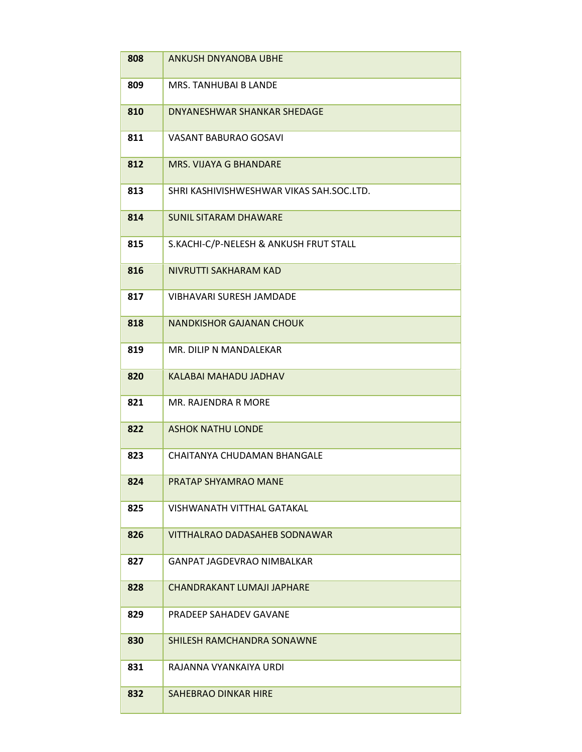| 808 | ANKUSH DNYANOBA UBHE |
|---|---|
| 809 | MRS. TANHUBAI B LANDE |
| 810 | DNYANESHWAR SHANKAR SHEDAGE |
| 811 | VASANT BABURAO GOSAVI |
| 812 | MRS. VIJAYA G BHANDARE |
| 813 | SHRI KASHIVISHWESHWAR VIKAS SAH.SOC.LTD. |
| 814 | SUNIL SITARAM DHAWARE |
| 815 | S.KACHI-C/P-NELESH & ANKUSH FRUT STALL |
| 816 | NIVRUTTI SAKHARAM KAD |
| 817 | VIBHAVARI SURESH JAMDADE |
| 818 | NANDKISHOR GAJANAN CHOUK |
| 819 | MR. DILIP N MANDALEKAR |
| 820 | KALABAI MAHADU JADHAV |
| 821 | MR. RAJENDRA R MORE |
| 822 | ASHOK NATHU LONDE |
| 823 | CHAITANYA CHUDAMAN BHANGALE |
| 824 | PRATAP SHYAMRAO MANE |
| 825 | VISHWANATH VITTHAL GATAKAL |
| 826 | VITTHALRAO DADASAHEB SODNAWAR |
| 827 | GANPAT JAGDEVRAO NIMBALKAR |
| 828 | CHANDRAKANT LUMAJI JAPHARE |
| 829 | PRADEEP SAHADEV GAVANE |
| 830 | SHILESH RAMCHANDRA SONAWNE |
| 831 | RAJANNA VYANKAIYA URDI |
| 832 | SAHEBRAO DINKAR HIRE |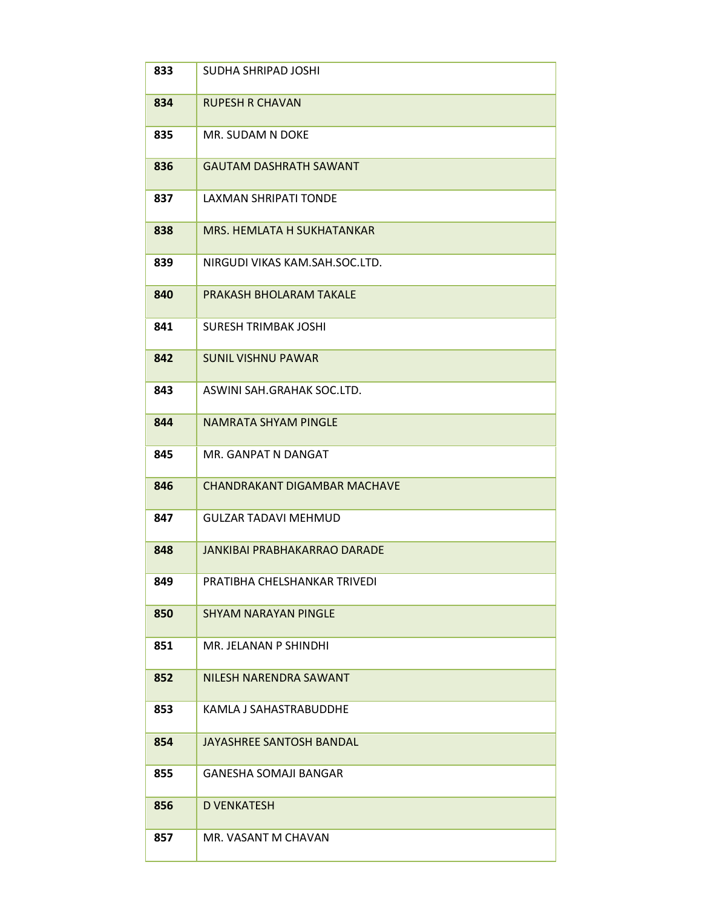| | |
|---|---|
| 833 | SUDHA SHRIPAD JOSHI |
| 834 | RUPESH R CHAVAN |
| 835 | MR. SUDAM N DOKE |
| 836 | GAUTAM DASHRATH SAWANT |
| 837 | LAXMAN SHRIPATI TONDE |
| 838 | MRS. HEMLATA H SUKHATANKAR |
| 839 | NIRGUDI VIKAS KAM.SAH.SOC.LTD. |
| 840 | PRAKASH BHOLARAM TAKALE |
| 841 | SURESH TRIMBAK JOSHI |
| 842 | SUNIL VISHNU PAWAR |
| 843 | ASWINI SAH.GRAHAK SOC.LTD. |
| 844 | NAMRATA SHYAM PINGLE |
| 845 | MR. GANPAT N DANGAT |
| 846 | CHANDRAKANT DIGAMBAR MACHAVE |
| 847 | GULZAR TADAVI MEHMUD |
| 848 | JANKIBAI PRABHAKARRAO DARADE |
| 849 | PRATIBHA CHELSHANKAR TRIVEDI |
| 850 | SHYAM NARAYAN PINGLE |
| 851 | MR. JELANAN P SHINDHI |
| 852 | NILESH NARENDRA SAWANT |
| 853 | KAMLA J SAHASTRABUDDHE |
| 854 | JAYASHREE SANTOSH BANDAL |
| 855 | GANESHA SOMAJI BANGAR |
| 856 | D VENKATESH |
| 857 | MR. VASANT M CHAVAN |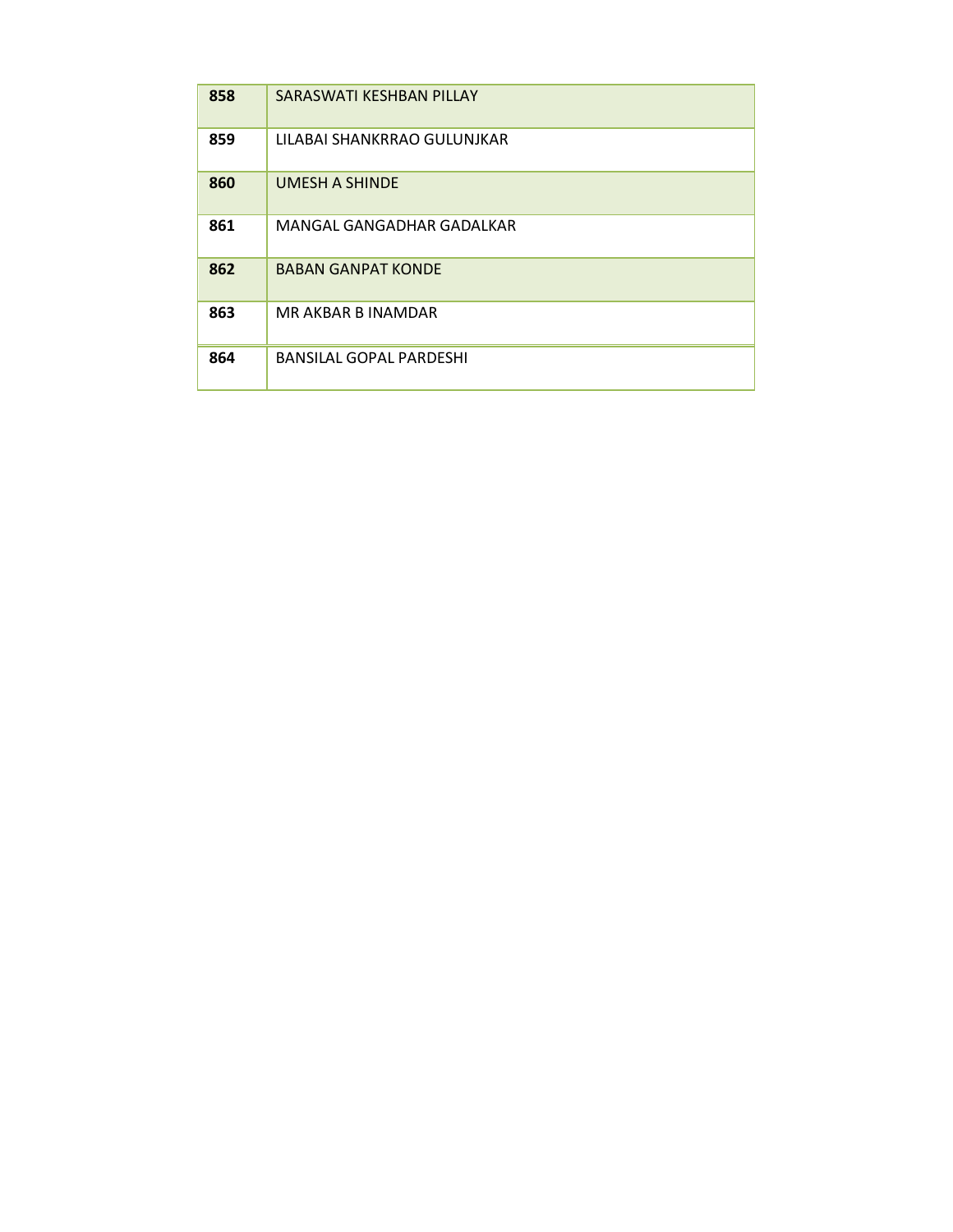| | |
|---|---|
| **858** | SARASWATI KESHBAN PILLAY |
| **859** | LILABAI SHANKRRAO GULUNJKAR |
| **860** | UMESH A SHINDE |
| **861** | MANGAL GANGADHAR GADALKAR |
| **862** | BABAN GANPAT KONDE |
| **863** | MR AKBAR B INAMDAR |
| **864** | BANSILAL GOPAL PARDESHI |